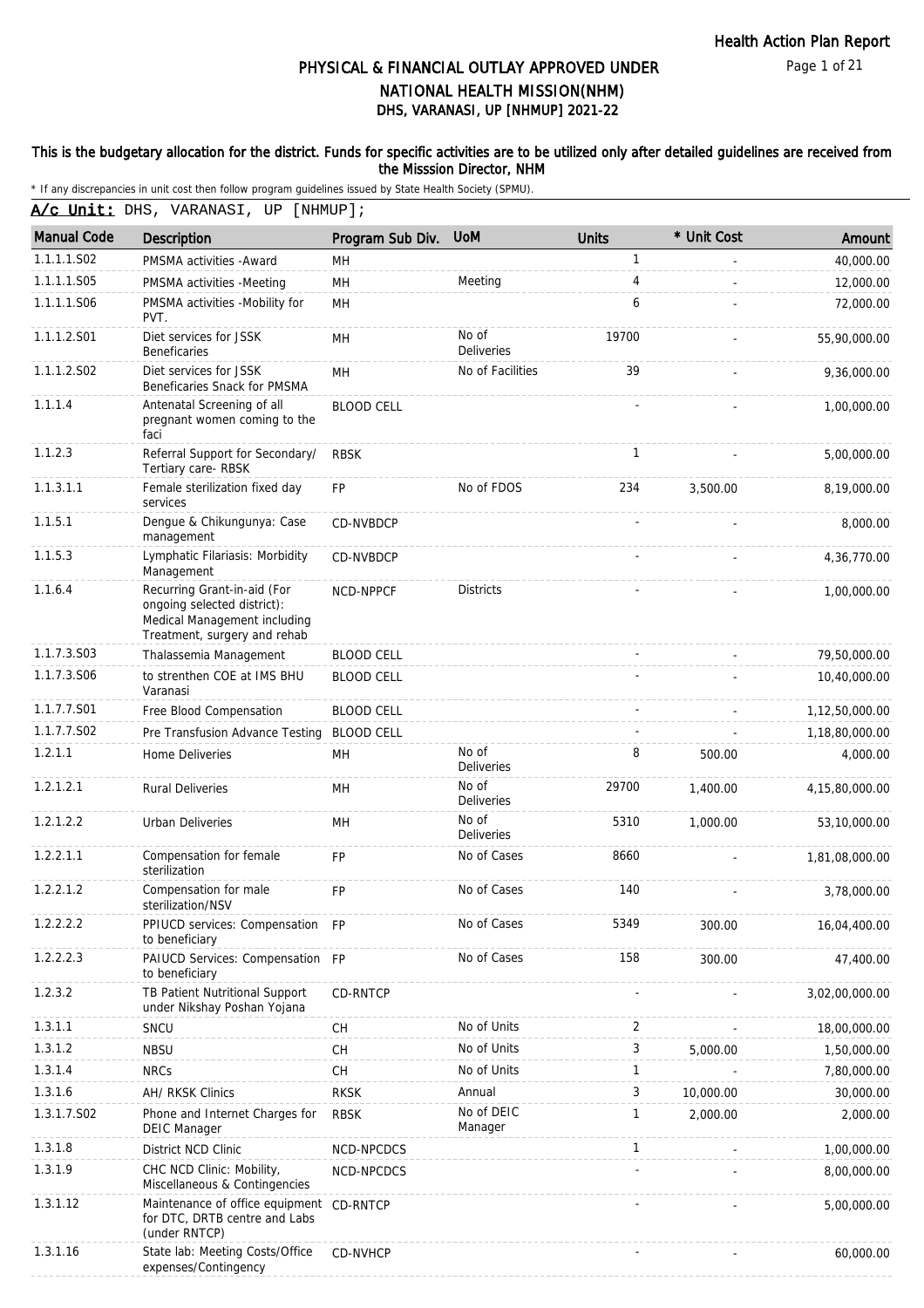## PHYSICAL & FINANCIAL OUTLAY APPROVED UNDER NATIONAL HEALTH MISSION(NHM)

### DHS, VARANASI, UP [NHMUP] 2021-22

**This is the budgetary allocation for the district. Funds for specific activities are to be utilized only after detailed guidelines are received from the Misssion Director, NHM**

* If any discrepancies in unit cost then follow program guidelines issued by State Health Society (SPMU).

**A/c Unit:** DHS, VARANASI, UP [NHMUP];

| Manual Code | Description | Program Sub Div. | UoM | Units | * Unit Cost | Amount |
|---|---|---|---|---|---|---|
| 1.1.1.1.S02 | PMSMA activities -Award | MH | | 1 | - | 40,000.00 |
| 1.1.1.1.S05 | PMSMA activities -Meeting | MH | Meeting | 4 | - | 12,000.00 |
| 1.1.1.1.S06 | PMSMA activities -Mobility for PVT. | MH | | 6 | - | 72,000.00 |
| 1.1.1.2.S01 | Diet services for JSSK Beneficaries | MH | No of Deliveries | 19700 | - | 55,90,000.00 |
| 1.1.1.2.S02 | Diet services for JSSK Beneficaries Snack for PMSMA | MH | No of Facilities | 39 | - | 9,36,000.00 |
| 1.1.1.4 | Antenatal Screening of all pregnant women coming to the faci | BLOOD CELL | | - | - | 1,00,000.00 |
| 1.1.2.3 | Referral Support for Secondary/ Tertiary care- RBSK | RBSK | | 1 | - | 5,00,000.00 |
| 1.1.3.1.1 | Female sterilization fixed day services | FP | No of FDOS | 234 | 3,500.00 | 8,19,000.00 |
| 1.1.5.1 | Dengue & Chikungunya: Case management | CD-NVBDCP | | - | - | 8,000.00 |
| 1.1.5.3 | Lymphatic Filariasis: Morbidity Management | CD-NVBDCP | | - | - | 4,36,770.00 |
| 1.1.6.4 | Recurring Grant-in-aid (For ongoing selected district): Medical Management including Treatment, surgery and rehab | NCD-NPPCF | Districts | - | - | 1,00,000.00 |
| 1.1.7.3.S03 | Thalassemia Management | BLOOD CELL | | - | - | 79,50,000.00 |
| 1.1.7.3.S06 | to strenthen COE at IMS BHU Varanasi | BLOOD CELL | | - | - | 10,40,000.00 |
| 1.1.7.7.S01 | Free Blood Compensation | BLOOD CELL | | - | - | 1,12,50,000.00 |
| 1.1.7.7.S02 | Pre Transfusion Advance Testing | BLOOD CELL | | - | - | 1,18,80,000.00 |
| 1.2.1.1 | Home Deliveries | MH | No of Deliveries | 8 | 500.00 | 4,000.00 |
| 1.2.1.2.1 | Rural Deliveries | MH | No of Deliveries | 29700 | 1,400.00 | 4,15,80,000.00 |
| 1.2.1.2.2 | Urban Deliveries | MH | No of Deliveries | 5310 | 1,000.00 | 53,10,000.00 |
| 1.2.2.1.1 | Compensation for female sterilization | FP | No of Cases | 8660 | - | 1,81,08,000.00 |
| 1.2.2.1.2 | Compensation for male sterilization/NSV | FP | No of Cases | 140 | - | 3,78,000.00 |
| 1.2.2.2.2 | PPIUCD services: Compensation to beneficiary | FP | No of Cases | 5349 | 300.00 | 16,04,400.00 |
| 1.2.2.2.3 | PAIUCD Services: Compensation to beneficiary | FP | No of Cases | 158 | 300.00 | 47,400.00 |
| 1.2.3.2 | TB Patient Nutritional Support under Nikshay Poshan Yojana | CD-RNTCP | | - | - | 3,02,00,000.00 |
| 1.3.1.1 | SNCU | CH | No of Units | 2 | - | 18,00,000.00 |
| 1.3.1.2 | NBSU | CH | No of Units | 3 | 5,000.00 | 1,50,000.00 |
| 1.3.1.4 | NRCs | CH | No of Units | 1 | - | 7,80,000.00 |
| 1.3.1.6 | AH/ RKSK Clinics | RKSK | Annual | 3 | 10,000.00 | 30,000.00 |
| 1.3.1.7.S02 | Phone and Internet Charges for DEIC Manager | RBSK | No of DEIC Manager | 1 | 2,000.00 | 2,000.00 |
| 1.3.1.8 | District NCD Clinic | NCD-NPCDCS | | 1 | - | 1,00,000.00 |
| 1.3.1.9 | CHC NCD Clinic: Mobility, Miscellaneous & Contingencies | NCD-NPCDCS | | - | - | 8,00,000.00 |
| 1.3.1.12 | Maintenance of office equipment for DTC, DRTB centre and Labs (under RNTCP) | CD-RNTCP | | - | - | 5,00,000.00 |
| 1.3.1.16 | State lab: Meeting Costs/Office expenses/Contingency | CD-NVHCP | | - | - | 60,000.00 |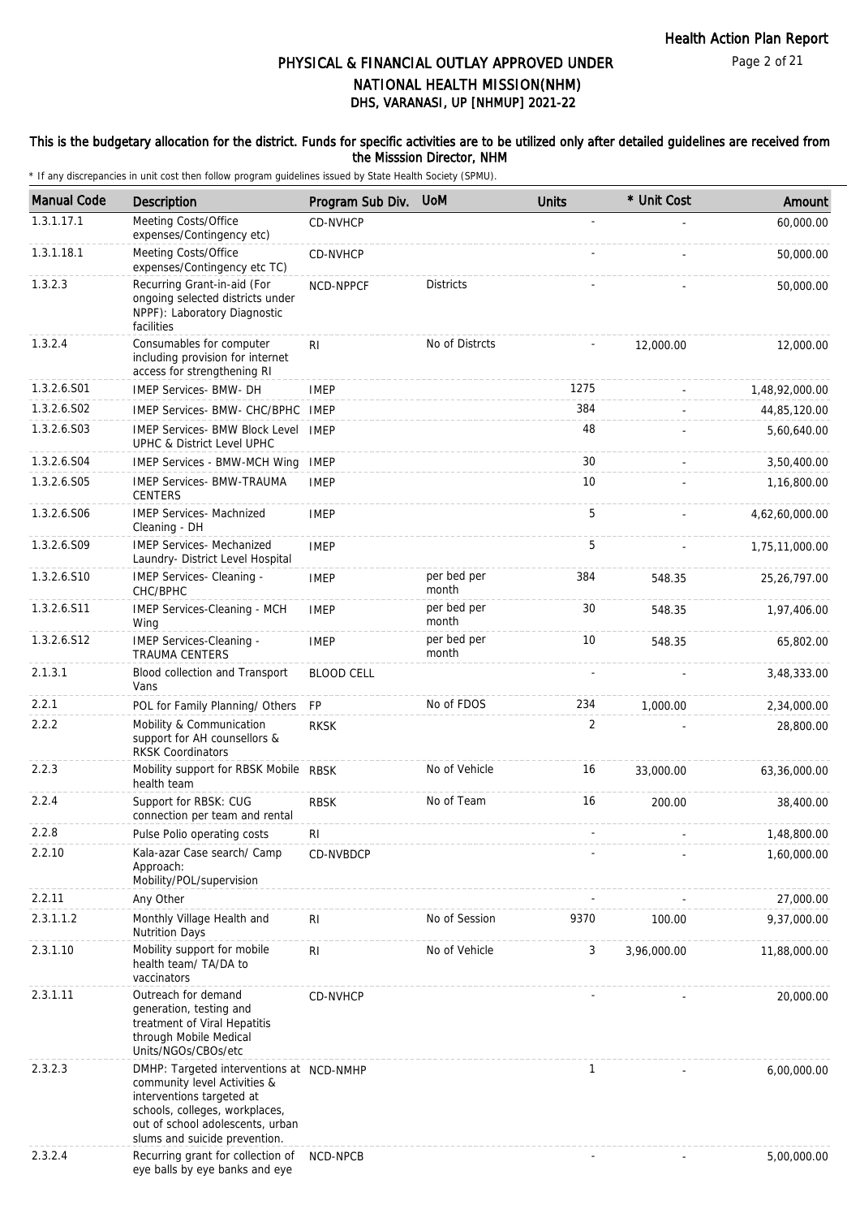# PHYSICAL & FINANCIAL OUTLAY APPROVED UNDER NATIONAL HEALTH MISSION(NHM)
## DHS, VARANASI, UP [NHMUP] 2021-22

**This is the budgetary allocation for the district. Funds for specific activities are to be utilized only after detailed guidelines are received from the Misssion Director, NHM**

\* If any discrepancies in unit cost then follow program guidelines issued by State Health Society (SPMU).

| Manual Code | Description | Program Sub Div. | UoM | Units | * Unit Cost | Amount |
|---|---|---|---|---|---|---|
| 1.3.1.17.1 | Meeting Costs/Office expenses/Contingency etc) | CD-NVHCP | | - | - | 60,000.00 |
| 1.3.1.18.1 | Meeting Costs/Office expenses/Contingency etc TC) | CD-NVHCP | | - | - | 50,000.00 |
| 1.3.2.3 | Recurring Grant-in-aid (For ongoing selected districts under NPPF): Laboratory Diagnostic facilities | NCD-NPPCF | Districts | - | - | 50,000.00 |
| 1.3.2.4 | Consumables for computer including provision for internet access for strengthening RI | RI | No of Distrcts | - | 12,000.00 | 12,000.00 |
| 1.3.2.6.S01 | IMEP Services- BMW- DH | IMEP | | 1275 | - | 1,48,92,000.00 |
| 1.3.2.6.S02 | IMEP Services- BMW- CHC/BPHC | IMEP | | 384 | - | 44,85,120.00 |
| 1.3.2.6.S03 | IMEP Services- BMW Block Level UPHC & District Level UPHC | IMEP | | 48 | - | 5,60,640.00 |
| 1.3.2.6.S04 | IMEP Services - BMW-MCH Wing | IMEP | | 30 | - | 3,50,400.00 |
| 1.3.2.6.S05 | IMEP Services- BMW-TRAUMA CENTERS | IMEP | | 10 | - | 1,16,800.00 |
| 1.3.2.6.S06 | IMEP Services- Machnized Cleaning - DH | IMEP | | 5 | - | 4,62,60,000.00 |
| 1.3.2.6.S09 | IMEP Services- Mechanized Laundry- District Level Hospital | IMEP | | 5 | - | 1,75,11,000.00 |
| 1.3.2.6.S10 | IMEP Services- Cleaning - CHC/BPHC | IMEP | per bed per month | 384 | 548.35 | 25,26,797.00 |
| 1.3.2.6.S11 | IMEP Services-Cleaning - MCH Wing | IMEP | per bed per month | 30 | 548.35 | 1,97,406.00 |
| 1.3.2.6.S12 | IMEP Services-Cleaning - TRAUMA CENTERS | IMEP | per bed per month | 10 | 548.35 | 65,802.00 |
| 2.1.3.1 | Blood collection and Transport Vans | BLOOD CELL | | - | - | 3,48,333.00 |
| 2.2.1 | POL for Family Planning/ Others | FP | No of FDOS | 234 | 1,000.00 | 2,34,000.00 |
| 2.2.2 | Mobility & Communication support for AH counsellors & RKSK Coordinators | RKSK | | 2 | - | 28,800.00 |
| 2.2.3 | Mobility support for RBSK Mobile health team | RBSK | No of Vehicle | 16 | 33,000.00 | 63,36,000.00 |
| 2.2.4 | Support for RBSK: CUG connection per team and rental | RBSK | No of Team | 16 | 200.00 | 38,400.00 |
| 2.2.8 | Pulse Polio operating costs | RI | | - | - | 1,48,800.00 |
| 2.2.10 | Kala-azar Case search/ Camp Approach: Mobility/POL/supervision | CD-NVBDCP | | - | - | 1,60,000.00 |
| 2.2.11 | Any Other | | | - | - | 27,000.00 |
| 2.3.1.1.2 | Monthly Village Health and Nutrition Days | RI | No of Session | 9370 | 100.00 | 9,37,000.00 |
| 2.3.1.10 | Mobility support for mobile health team/ TA/DA to vaccinators | RI | No of Vehicle | 3 | 3,96,000.00 | 11,88,000.00 |
| 2.3.1.11 | Outreach for demand generation, testing and treatment of Viral Hepatitis through Mobile Medical Units/NGOs/CBOs/etc | CD-NVHCP | | - | - | 20,000.00 |
| 2.3.2.3 | DMHP: Targeted interventions at community level Activities & interventions targeted at schools, colleges, workplaces, out of school adolescents, urban slums and suicide prevention. | NCD-NMHP | | 1 | - | 6,00,000.00 |
| 2.3.2.4 | Recurring grant for collection of eye balls by eye banks and eye | NCD-NPCB | | - | - | 5,00,000.00 |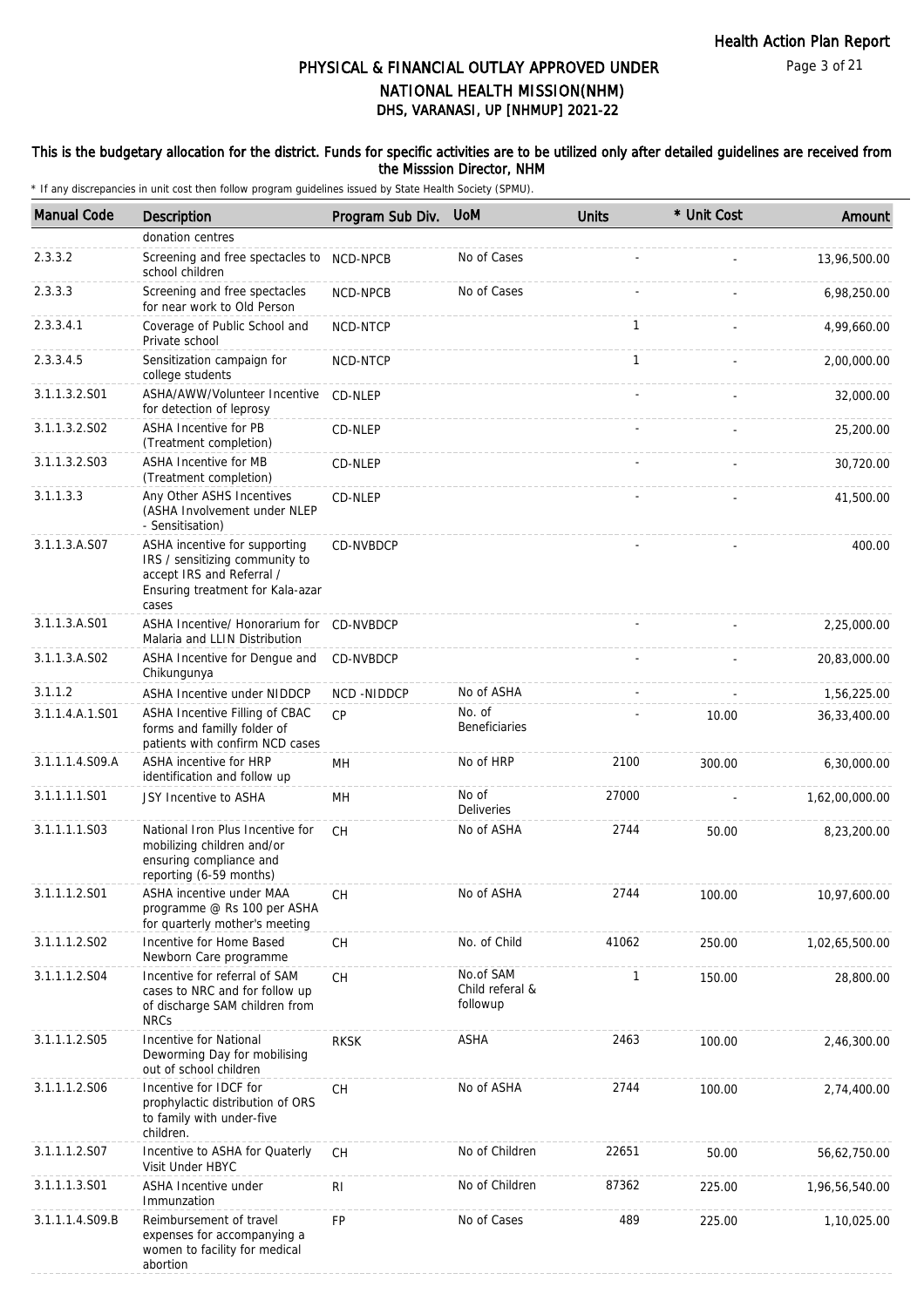# PHYSICAL & FINANCIAL OUTLAY APPROVED UNDER NATIONAL HEALTH MISSION(NHM)
## DHS, VARANASI, UP [NHMUP] 2021-22

**This is the budgetary allocation for the district. Funds for specific activities are to be utilized only after detailed guidelines are received from the Misssion Director, NHM**

\* If any discrepancies in unit cost then follow program guidelines issued by State Health Society (SPMU).

| Manual Code | Description | Program Sub Div. | UoM | Units | * Unit Cost | Amount |
|---|---|---|---|---|---|---|
| | donation centres | | | | | |
| 2.3.3.2 | Screening and free spectacles to school children | NCD-NPCB | No of Cases | - | - | 13,96,500.00 |
| 2.3.3.3 | Screening and free spectacles for near work to Old Person | NCD-NPCB | No of Cases | - | - | 6,98,250.00 |
| 2.3.3.4.1 | Coverage of Public School and Private school | NCD-NTCP | | 1 | - | 4,99,660.00 |
| 2.3.3.4.5 | Sensitization campaign for college students | NCD-NTCP | | 1 | - | 2,00,000.00 |
| 3.1.1.3.2.S01 | ASHA/AWW/Volunteer Incentive for detection of leprosy | CD-NLEP | | - | - | 32,000.00 |
| 3.1.1.3.2.S02 | ASHA Incentive for PB (Treatment completion) | CD-NLEP | | - | - | 25,200.00 |
| 3.1.1.3.2.S03 | ASHA Incentive for MB (Treatment completion) | CD-NLEP | | - | - | 30,720.00 |
| 3.1.1.3.3 | Any Other ASHS Incentives (ASHA Involvement under NLEP - Sensitisation) | CD-NLEP | | - | - | 41,500.00 |
| 3.1.1.3.A.S07 | ASHA incentive for supporting IRS / sensitizing community to accept IRS and Referral / Ensuring treatment for Kala-azar cases | CD-NVBDCP | | - | - | 400.00 |
| 3.1.1.3.A.S01 | ASHA Incentive/ Honorarium for Malaria and LLIN Distribution | CD-NVBDCP | | - | - | 2,25,000.00 |
| 3.1.1.3.A.S02 | ASHA Incentive for Dengue and Chikungunya | CD-NVBDCP | | - | - | 20,83,000.00 |
| 3.1.1.2 | ASHA Incentive under NIDDCP | NCD -NIDDCP | No of ASHA | - | - | 1,56,225.00 |
| 3.1.1.4.A.1.S01 | ASHA Incentive Filling of CBAC forms and familly folder of patients with confirm NCD cases | CP | No. of Beneficiaries | - | 10.00 | 36,33,400.00 |
| 3.1.1.1.4.S09.A | ASHA incentive for HRP identification and follow up | MH | No of HRP | 2100 | 300.00 | 6,30,000.00 |
| 3.1.1.1.1.S01 | JSY Incentive to ASHA | MH | No of Deliveries | 27000 | - | 1,62,00,000.00 |
| 3.1.1.1.1.S03 | National Iron Plus Incentive for mobilizing children and/or ensuring compliance and reporting (6-59 months) | CH | No of ASHA | 2744 | 50.00 | 8,23,200.00 |
| 3.1.1.1.2.S01 | ASHA incentive under MAA programme @ Rs 100 per ASHA for quarterly mother's meeting | CH | No of ASHA | 2744 | 100.00 | 10,97,600.00 |
| 3.1.1.1.2.S02 | Incentive for Home Based Newborn Care programme | CH | No. of Child | 41062 | 250.00 | 1,02,65,500.00 |
| 3.1.1.1.2.S04 | Incentive for referral of SAM cases to NRC and for follow up of discharge SAM children from NRCs | CH | No.of SAM Child referal & followup | 1 | 150.00 | 28,800.00 |
| 3.1.1.1.2.S05 | Incentive for National Deworming Day for mobilising out of school children | RKSK | ASHA | 2463 | 100.00 | 2,46,300.00 |
| 3.1.1.1.2.S06 | Incentive for IDCF for prophylactic distribution of ORS to family with under-five children. | CH | No of ASHA | 2744 | 100.00 | 2,74,400.00 |
| 3.1.1.1.2.S07 | Incentive to ASHA for Quaterly Visit Under HBYC | CH | No of Children | 22651 | 50.00 | 56,62,750.00 |
| 3.1.1.1.3.S01 | ASHA Incentive under Immunzation | RI | No of Children | 87362 | 225.00 | 1,96,56,540.00 |
| 3.1.1.1.4.S09.B | Reimbursement of travel expenses for accompanying a women to facility for medical abortion | FP | No of Cases | 489 | 225.00 | 1,10,025.00 |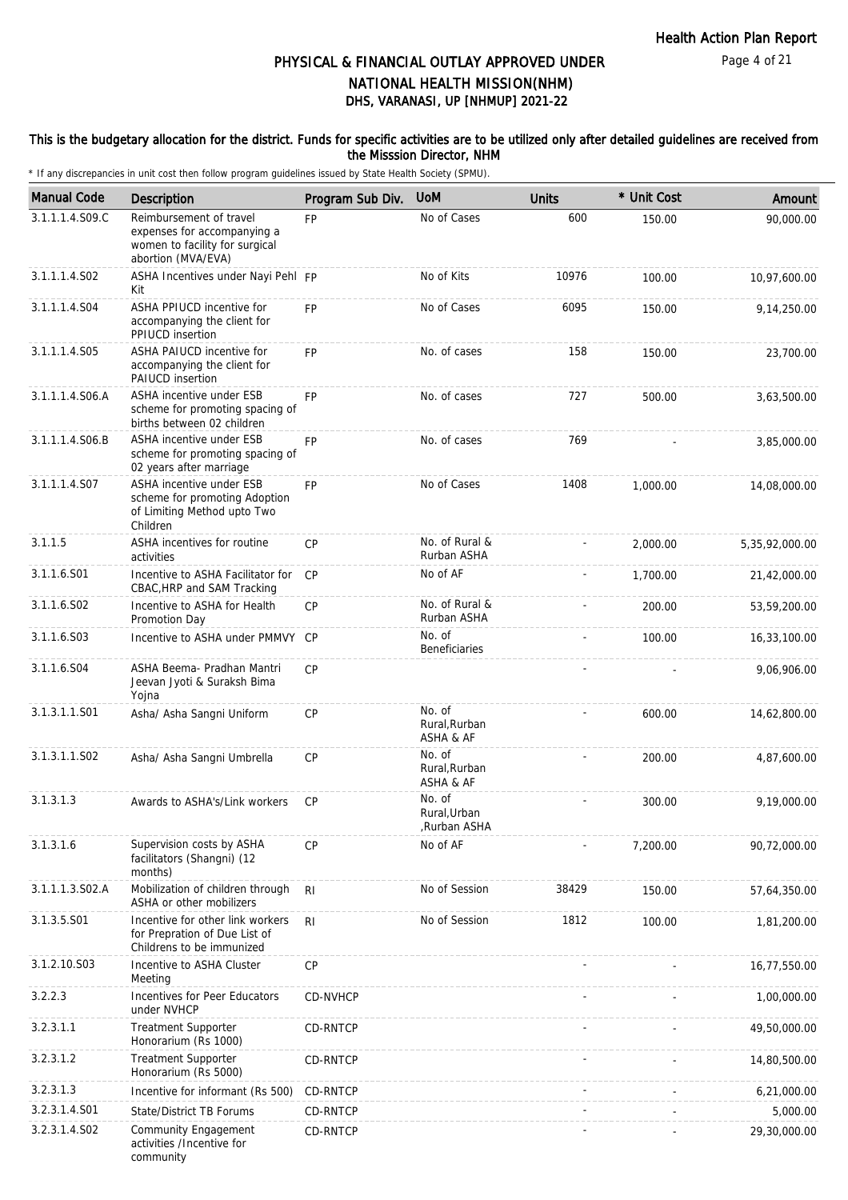# PHYSICAL & FINANCIAL OUTLAY APPROVED UNDER NATIONAL HEALTH MISSION(NHM)

## DHS, VARANASI, UP [NHMUP] 2021-22

**This is the budgetary allocation for the district. Funds for specific activities are to be utilized only after detailed guidelines are received from the Misssion Director, NHM**

\* If any discrepancies in unit cost then follow program guidelines issued by State Health Society (SPMU).

| Manual Code | Description | Program Sub Div. | UoM | Units | * Unit Cost | Amount |
|---|---|---|---|---|---|---|
| 3.1.1.1.4.S09.C | Reimbursement of travel expenses for accompanying a women to facility for surgical abortion (MVA/EVA) | FP | No of Cases | 600 | 150.00 | 90,000.00 |
| 3.1.1.1.4.S02 | ASHA Incentives under Nayi Pehl Kit | FP | No of Kits | 10976 | 100.00 | 10,97,600.00 |
| 3.1.1.1.4.S04 | ASHA PPIUCD incentive for accompanying the client for PPIUCD insertion | FP | No of Cases | 6095 | 150.00 | 9,14,250.00 |
| 3.1.1.1.4.S05 | ASHA PAIUCD incentive for accompanying the client for PAIUCD insertion | FP | No. of cases | 158 | 150.00 | 23,700.00 |
| 3.1.1.1.4.S06.A | ASHA incentive under ESB scheme for promoting spacing of births between 02 children | FP | No. of cases | 727 | 500.00 | 3,63,500.00 |
| 3.1.1.1.4.S06.B | ASHA incentive under ESB scheme for promoting spacing of 02 years after marriage | FP | No. of cases | 769 | - | 3,85,000.00 |
| 3.1.1.1.4.S07 | ASHA incentive under ESB scheme for promoting Adoption of Limiting Method upto Two Children | FP | No of Cases | 1408 | 1,000.00 | 14,08,000.00 |
| 3.1.1.5 | ASHA incentives for routine activities | CP | No. of Rural & Rurban ASHA | - | 2,000.00 | 5,35,92,000.00 |
| 3.1.1.6.S01 | Incentive to ASHA Facilitator for CBAC,HRP and SAM Tracking | CP | No of AF | - | 1,700.00 | 21,42,000.00 |
| 3.1.1.6.S02 | Incentive to ASHA for Health Promotion Day | CP | No. of Rural & Rurban ASHA | - | 200.00 | 53,59,200.00 |
| 3.1.1.6.S03 | Incentive to ASHA under PMMVY | CP | No. of Beneficiaries | - | 100.00 | 16,33,100.00 |
| 3.1.1.6.S04 | ASHA Beema- Pradhan Mantri Jeevan Jyoti & Suraksh Bima Yojna | CP | | - | - | 9,06,906.00 |
| 3.1.3.1.1.S01 | Asha/ Asha Sangni Uniform | CP | No. of Rural,Rurban ASHA & AF | - | 600.00 | 14,62,800.00 |
| 3.1.3.1.1.S02 | Asha/ Asha Sangni Umbrella | CP | No. of Rural,Rurban ASHA & AF | - | 200.00 | 4,87,600.00 |
| 3.1.3.1.3 | Awards to ASHA's/Link workers | CP | No. of Rural,Urban ,Rurban ASHA | - | 300.00 | 9,19,000.00 |
| 3.1.3.1.6 | Supervision costs by ASHA facilitators (Shangni) (12 months) | CP | No of AF | - | 7,200.00 | 90,72,000.00 |
| 3.1.1.1.3.S02.A | Mobilization of children through ASHA or other mobilizers | RI | No of Session | 38429 | 150.00 | 57,64,350.00 |
| 3.1.3.5.S01 | Incentive for other link workers for Prepration of Due List of Childrens to be immunized | RI | No of Session | 1812 | 100.00 | 1,81,200.00 |
| 3.1.2.10.S03 | Incentive to ASHA Cluster Meeting | CP | | - | - | 16,77,550.00 |
| 3.2.2.3 | Incentives for Peer Educators under NVHCP | CD-NVHCP | | - | - | 1,00,000.00 |
| 3.2.3.1.1 | Treatment Supporter Honorarium (Rs 1000) | CD-RNTCP | | - | - | 49,50,000.00 |
| 3.2.3.1.2 | Treatment Supporter Honorarium (Rs 5000) | CD-RNTCP | | - | - | 14,80,500.00 |
| 3.2.3.1.3 | Incentive for informant (Rs 500) | CD-RNTCP | | - | - | 6,21,000.00 |
| 3.2.3.1.4.S01 | State/District TB Forums | CD-RNTCP | | - | - | 5,000.00 |
| 3.2.3.1.4.S02 | Community Engagement activities /Incentive for community | CD-RNTCP | | - | - | 29,30,000.00 |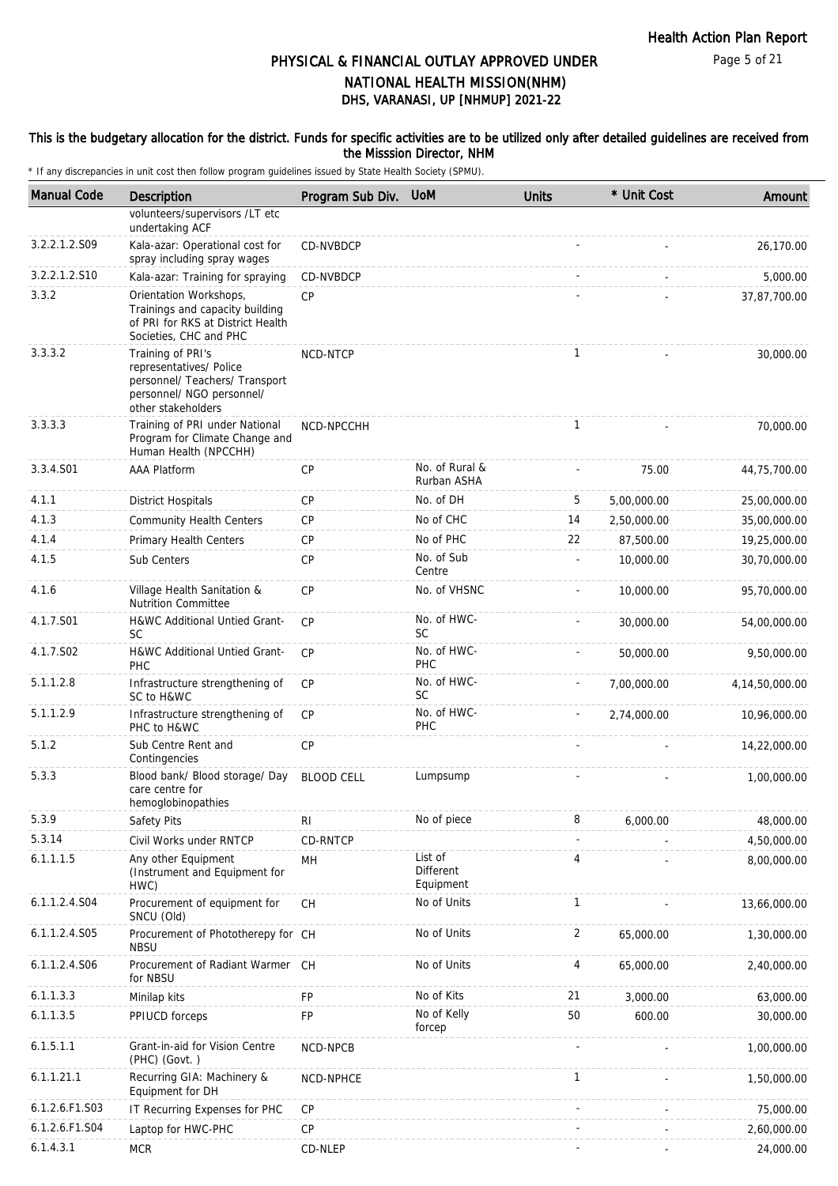# PHYSICAL & FINANCIAL OUTLAY APPROVED UNDER NATIONAL HEALTH MISSION(NHM)
## DHS, VARANASI, UP [NHMUP] 2021-22

**This is the budgetary allocation for the district. Funds for specific activities are to be utilized only after detailed guidelines are received from the Misssion Director, NHM**

\* If any discrepancies in unit cost then follow program guidelines issued by State Health Society (SPMU).

| Manual Code | Description | Program Sub Div. | UoM | Units | * Unit Cost | Amount |
|---|---|---|---|---|---|---|
| | volunteers/supervisors /LT etc undertaking ACF | | | | | |
| 3.2.2.1.2.S09 | Kala-azar: Operational cost for spray including spray wages | CD-NVBDCP | | - | - | 26,170.00 |
| 3.2.2.1.2.S10 | Kala-azar: Training for spraying | CD-NVBDCP | | - | - | 5,000.00 |
| 3.3.2 | Orientation Workshops, Trainings and capacity building of PRI for RKS at District Health Societies, CHC and PHC | CP | | - | - | 37,87,700.00 |
| 3.3.3.2 | Training of PRI's representatives/ Police personnel/ Teachers/ Transport personnel/ NGO personnel/ other stakeholders | NCD-NTCP | | 1 | - | 30,000.00 |
| 3.3.3.3 | Training of PRI under National Program for Climate Change and Human Health (NPCCHH) | NCD-NPCCHH | | 1 | - | 70,000.00 |
| 3.3.4.S01 | AAA Platform | CP | No. of Rural & Rurban ASHA | - | 75.00 | 44,75,700.00 |
| 4.1.1 | District Hospitals | CP | No. of DH | 5 | 5,00,000.00 | 25,00,000.00 |
| 4.1.3 | Community Health Centers | CP | No of CHC | 14 | 2,50,000.00 | 35,00,000.00 |
| 4.1.4 | Primary Health Centers | CP | No of PHC | 22 | 87,500.00 | 19,25,000.00 |
| 4.1.5 | Sub Centers | CP | No. of Sub Centre | - | 10,000.00 | 30,70,000.00 |
| 4.1.6 | Village Health Sanitation & Nutrition Committee | CP | No. of VHSNC | - | 10,000.00 | 95,70,000.00 |
| 4.1.7.S01 | H&WC Additional Untied Grant-SC | CP | No. of HWC-SC | - | 30,000.00 | 54,00,000.00 |
| 4.1.7.S02 | H&WC Additional Untied Grant-PHC | CP | No. of HWC-PHC | - | 50,000.00 | 9,50,000.00 |
| 5.1.1.2.8 | Infrastructure strengthening of SC to H&WC | CP | No. of HWC-SC | - | 7,00,000.00 | 4,14,50,000.00 |
| 5.1.1.2.9 | Infrastructure strengthening of PHC to H&WC | CP | No. of HWC-PHC | - | 2,74,000.00 | 10,96,000.00 |
| 5.1.2 | Sub Centre Rent and Contingencies | CP | | - | - | 14,22,000.00 |
| 5.3.3 | Blood bank/ Blood storage/ Day care centre for hemoglobinopathies | BLOOD CELL | Lumpsump | - | - | 1,00,000.00 |
| 5.3.9 | Safety Pits | RI | No of piece | 8 | 6,000.00 | 48,000.00 |
| 5.3.14 | Civil Works under RNTCP | CD-RNTCP | | - | - | 4,50,000.00 |
| 6.1.1.1.5 | Any other Equipment (Instrument and Equipment for HWC) | MH | List of Different Equipment | 4 | - | 8,00,000.00 |
| 6.1.1.2.4.S04 | Procurement of equipment for SNCU (Old) | CH | No of Units | 1 | - | 13,66,000.00 |
| 6.1.1.2.4.S05 | Procurement of Phototherepy for NBSU | CH | No of Units | 2 | 65,000.00 | 1,30,000.00 |
| 6.1.1.2.4.S06 | Procurement of Radiant Warmer for NBSU | CH | No of Units | 4 | 65,000.00 | 2,40,000.00 |
| 6.1.1.3.3 | Minilap kits | FP | No of Kits | 21 | 3,000.00 | 63,000.00 |
| 6.1.1.3.5 | PPIUCD forceps | FP | No of Kelly forcep | 50 | 600.00 | 30,000.00 |
| 6.1.5.1.1 | Grant-in-aid for Vision Centre (PHC) (Govt. ) | NCD-NPCB | | - | - | 1,00,000.00 |
| 6.1.1.21.1 | Recurring GIA: Machinery & Equipment for DH | NCD-NPHCE | | 1 | - | 1,50,000.00 |
| 6.1.2.6.F1.S03 | IT Recurring Expenses for PHC | CP | | - | - | 75,000.00 |
| 6.1.2.6.F1.S04 | Laptop for HWC-PHC | CP | | - | - | 2,60,000.00 |
| 6.1.4.3.1 | MCR | CD-NLEP | | - | - | 24,000.00 |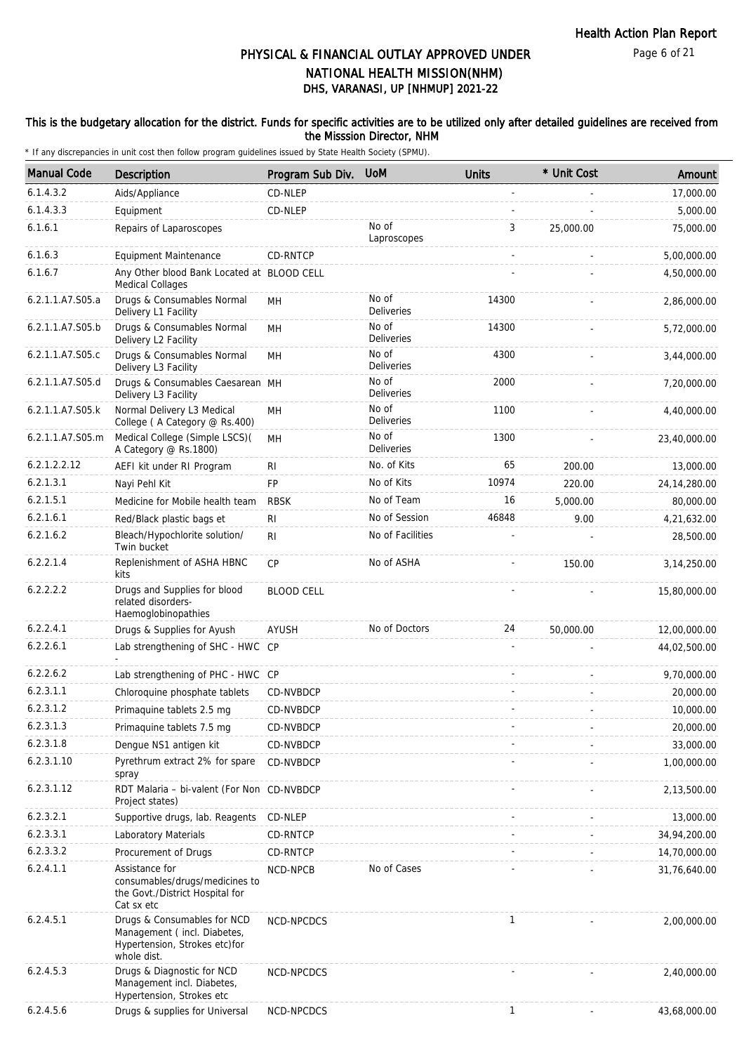# PHYSICAL & FINANCIAL OUTLAY APPROVED UNDER NATIONAL HEALTH MISSION(NHM)

## DHS, VARANASI, UP [NHMUP] 2021-22

**This is the budgetary allocation for the district. Funds for specific activities are to be utilized only after detailed guidelines are received from the Misssion Director, NHM**

\* If any discrepancies in unit cost then follow program guidelines issued by State Health Society (SPMU).

| Manual Code | Description | Program Sub Div. | UoM | Units | * Unit Cost | Amount |
|---|---|---|---|---|---|---|
| 6.1.4.3.2 | Aids/Appliance | CD-NLEP | | - | - | 17,000.00 |
| 6.1.4.3.3 | Equipment | CD-NLEP | | - | - | 5,000.00 |
| 6.1.6.1 | Repairs of Laparoscopes | | No of Laproscopes | 3 | 25,000.00 | 75,000.00 |
| 6.1.6.3 | Equipment Maintenance | CD-RNTCP | | - | - | 5,00,000.00 |
| 6.1.6.7 | Any Other blood Bank Located at Medical Collages | BLOOD CELL | | - | - | 4,50,000.00 |
| 6.2.1.1.A7.S05.a | Drugs & Consumables Normal Delivery L1 Facility | MH | No of Deliveries | 14300 | - | 2,86,000.00 |
| 6.2.1.1.A7.S05.b | Drugs & Consumables Normal Delivery L2 Facility | MH | No of Deliveries | 14300 | - | 5,72,000.00 |
| 6.2.1.1.A7.S05.c | Drugs & Consumables Normal Delivery L3 Facility | MH | No of Deliveries | 4300 | - | 3,44,000.00 |
| 6.2.1.1.A7.S05.d | Drugs & Consumables Caesarean Delivery L3 Facility | MH | No of Deliveries | 2000 | - | 7,20,000.00 |
| 6.2.1.1.A7.S05.k | Normal Delivery L3 Medical College ( A Category @ Rs.400) | MH | No of Deliveries | 1100 | - | 4,40,000.00 |
| 6.2.1.1.A7.S05.m | Medical College (Simple LSCS)( A Category @ Rs.1800) | MH | No of Deliveries | 1300 | - | 23,40,000.00 |
| 6.2.1.2.2.12 | AEFI kit under RI Program | RI | No. of Kits | 65 | 200.00 | 13,000.00 |
| 6.2.1.3.1 | Nayi Pehl Kit | FP | No of Kits | 10974 | 220.00 | 24,14,280.00 |
| 6.2.1.5.1 | Medicine for Mobile health team | RBSK | No of Team | 16 | 5,000.00 | 80,000.00 |
| 6.2.1.6.1 | Red/Black plastic bags et | RI | No of Session | 46848 | 9.00 | 4,21,632.00 |
| 6.2.1.6.2 | Bleach/Hypochlorite solution/ Twin bucket | RI | No of Facilities | - | - | 28,500.00 |
| 6.2.2.1.4 | Replenishment of ASHA HBNC kits | CP | No of ASHA | - | 150.00 | 3,14,250.00 |
| 6.2.2.2.2 | Drugs and Supplies for blood related disorders-Haemoglobinopathies | BLOOD CELL | | - | - | 15,80,000.00 |
| 6.2.2.4.1 | Drugs & Supplies for Ayush | AYUSH | No of Doctors | 24 | 50,000.00 | 12,00,000.00 |
| 6.2.2.6.1 | Lab strengthening of SHC - HWC - | CP | | - | - | 44,02,500.00 |
| 6.2.2.6.2 | Lab strengthening of PHC - HWC | CP | | - | - | 9,70,000.00 |
| 6.2.3.1.1 | Chloroquine phosphate tablets | CD-NVBDCP | | - | - | 20,000.00 |
| 6.2.3.1.2 | Primaquine tablets 2.5 mg | CD-NVBDCP | | - | - | 10,000.00 |
| 6.2.3.1.3 | Primaquine tablets 7.5 mg | CD-NVBDCP | | - | - | 20,000.00 |
| 6.2.3.1.8 | Dengue NS1 antigen kit | CD-NVBDCP | | - | - | 33,000.00 |
| 6.2.3.1.10 | Pyrethrum extract 2% for spare spray | CD-NVBDCP | | - | - | 1,00,000.00 |
| 6.2.3.1.12 | RDT Malaria – bi-valent (For Non Project states) | CD-NVBDCP | | - | - | 2,13,500.00 |
| 6.2.3.2.1 | Supportive drugs, lab. Reagents | CD-NLEP | | - | - | 13,000.00 |
| 6.2.3.3.1 | Laboratory Materials | CD-RNTCP | | - | - | 34,94,200.00 |
| 6.2.3.3.2 | Procurement of Drugs | CD-RNTCP | | - | - | 14,70,000.00 |
| 6.2.4.1.1 | Assistance for consumables/drugs/medicines to the Govt./District Hospital for Cat sx etc | NCD-NPCB | No of Cases | - | - | 31,76,640.00 |
| 6.2.4.5.1 | Drugs & Consumables for NCD Management ( incl. Diabetes, Hypertension, Strokes etc)for whole dist. | NCD-NPCDCS | | 1 | - | 2,00,000.00 |
| 6.2.4.5.3 | Drugs & Diagnostic for NCD Management incl. Diabetes, Hypertension, Strokes etc | NCD-NPCDCS | | - | - | 2,40,000.00 |
| 6.2.4.5.6 | Drugs & supplies for Universal | NCD-NPCDCS | | 1 | - | 43,68,000.00 |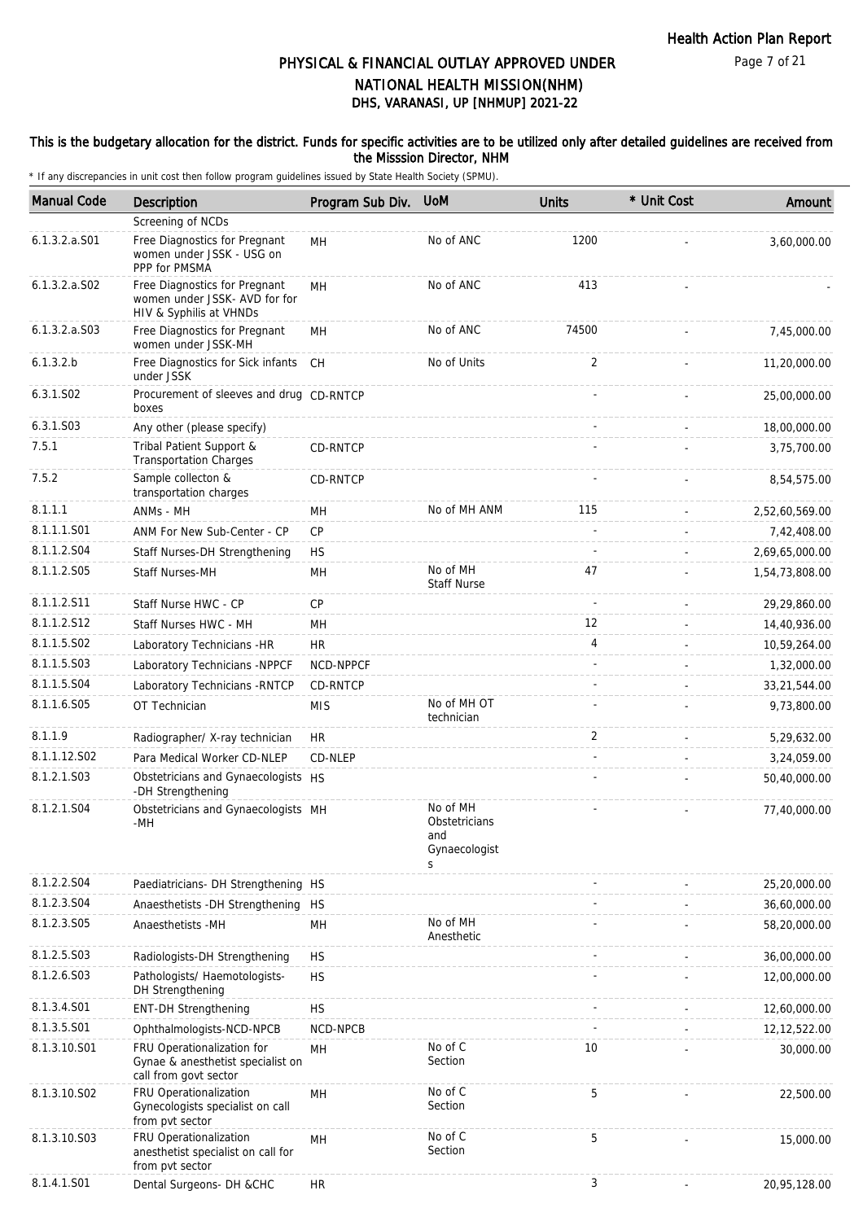# PHYSICAL & FINANCIAL OUTLAY APPROVED UNDER NATIONAL HEALTH MISSION(NHM)
## DHS, VARANASI, UP [NHMUP] 2021-22

**This is the budgetary allocation for the district. Funds for specific activities are to be utilized only after detailed guidelines are received from the Misssion Director, NHM**

\* If any discrepancies in unit cost then follow program guidelines issued by State Health Society (SPMU).

| Manual Code | Description | Program Sub Div. | UoM | Units | * Unit Cost | Amount |
|---|---|---|---|---|---|---|
| | Screening of NCDs | | | | | |
| 6.1.3.2.a.S01 | Free Diagnostics for Pregnant women under JSSK - USG on PPP for PMSMA | MH | No of ANC | 1200 | - | 3,60,000.00 |
| 6.1.3.2.a.S02 | Free Diagnostics for Pregnant women under JSSK- AVD for for HIV & Syphilis at VHNDs | MH | No of ANC | 413 | - | - |
| 6.1.3.2.a.S03 | Free Diagnostics for Pregnant women under JSSK-MH | MH | No of ANC | 74500 | - | 7,45,000.00 |
| 6.1.3.2.b | Free Diagnostics for Sick infants under JSSK | CH | No of Units | 2 | - | 11,20,000.00 |
| 6.3.1.S02 | Procurement of sleeves and drug boxes | CD-RNTCP | | - | - | 25,00,000.00 |
| 6.3.1.S03 | Any other (please specify) | | | - | - | 18,00,000.00 |
| 7.5.1 | Tribal Patient Support & Transportation Charges | CD-RNTCP | | - | - | 3,75,700.00 |
| 7.5.2 | Sample collecton & transportation charges | CD-RNTCP | | - | - | 8,54,575.00 |
| 8.1.1.1 | ANMs - MH | MH | No of MH ANM | 115 | - | 2,52,60,569.00 |
| 8.1.1.1.S01 | ANM For New Sub-Center - CP | CP | | - | - | 7,42,408.00 |
| 8.1.1.2.S04 | Staff Nurses-DH Strengthening | HS | | - | - | 2,69,65,000.00 |
| 8.1.1.2.S05 | Staff Nurses-MH | MH | No of MH Staff Nurse | 47 | - | 1,54,73,808.00 |
| 8.1.1.2.S11 | Staff Nurse HWC - CP | CP | | - | - | 29,29,860.00 |
| 8.1.1.2.S12 | Staff Nurses HWC - MH | MH | | 12 | - | 14,40,936.00 |
| 8.1.1.5.S02 | Laboratory Technicians -HR | HR | | 4 | - | 10,59,264.00 |
| 8.1.1.5.S03 | Laboratory Technicians -NPPCF | NCD-NPPCF | | - | - | 1,32,000.00 |
| 8.1.1.5.S04 | Laboratory Technicians -RNTCP | CD-RNTCP | | - | - | 33,21,544.00 |
| 8.1.1.6.S05 | OT Technician | MIS | No of MH OT technician | - | - | 9,73,800.00 |
| 8.1.1.9 | Radiographer/ X-ray technician | HR | | 2 | - | 5,29,632.00 |
| 8.1.1.12.S02 | Para Medical Worker CD-NLEP | CD-NLEP | | - | - | 3,24,059.00 |
| 8.1.2.1.S03 | Obstetricians and Gynaecologists -DH Strengthening | HS | | - | - | 50,40,000.00 |
| 8.1.2.1.S04 | Obstetricians and Gynaecologists -MH | MH | No of MH Obstetricians and Gynaecologists | - | - | 77,40,000.00 |
| 8.1.2.2.S04 | Paediatricians- DH Strengthening | HS | | - | - | 25,20,000.00 |
| 8.1.2.3.S04 | Anaesthetists -DH Strengthening | HS | | - | - | 36,60,000.00 |
| 8.1.2.3.S05 | Anaesthetists -MH | MH | No of MH Anesthetic | - | - | 58,20,000.00 |
| 8.1.2.5.S03 | Radiologists-DH Strengthening | HS | | - | - | 36,00,000.00 |
| 8.1.2.6.S03 | Pathologists/ Haemotologists-DH Strengthening | HS | | - | - | 12,00,000.00 |
| 8.1.3.4.S01 | ENT-DH Strengthening | HS | | - | - | 12,60,000.00 |
| 8.1.3.5.S01 | Ophthalmologists-NCD-NPCB | NCD-NPCB | | - | - | 12,12,522.00 |
| 8.1.3.10.S01 | FRU Operationalization for Gynae & anesthetist specialist on call from govt sector | MH | No of C Section | 10 | - | 30,000.00 |
| 8.1.3.10.S02 | FRU Operationalization Gynecologists specialist on call from pvt sector | MH | No of C Section | 5 | - | 22,500.00 |
| 8.1.3.10.S03 | FRU Operationalization anesthetist specialist on call for from pvt sector | MH | No of C Section | 5 | - | 15,000.00 |
| 8.1.4.1.S01 | Dental Surgeons- DH &CHC | HR | | 3 | - | 20,95,128.00 |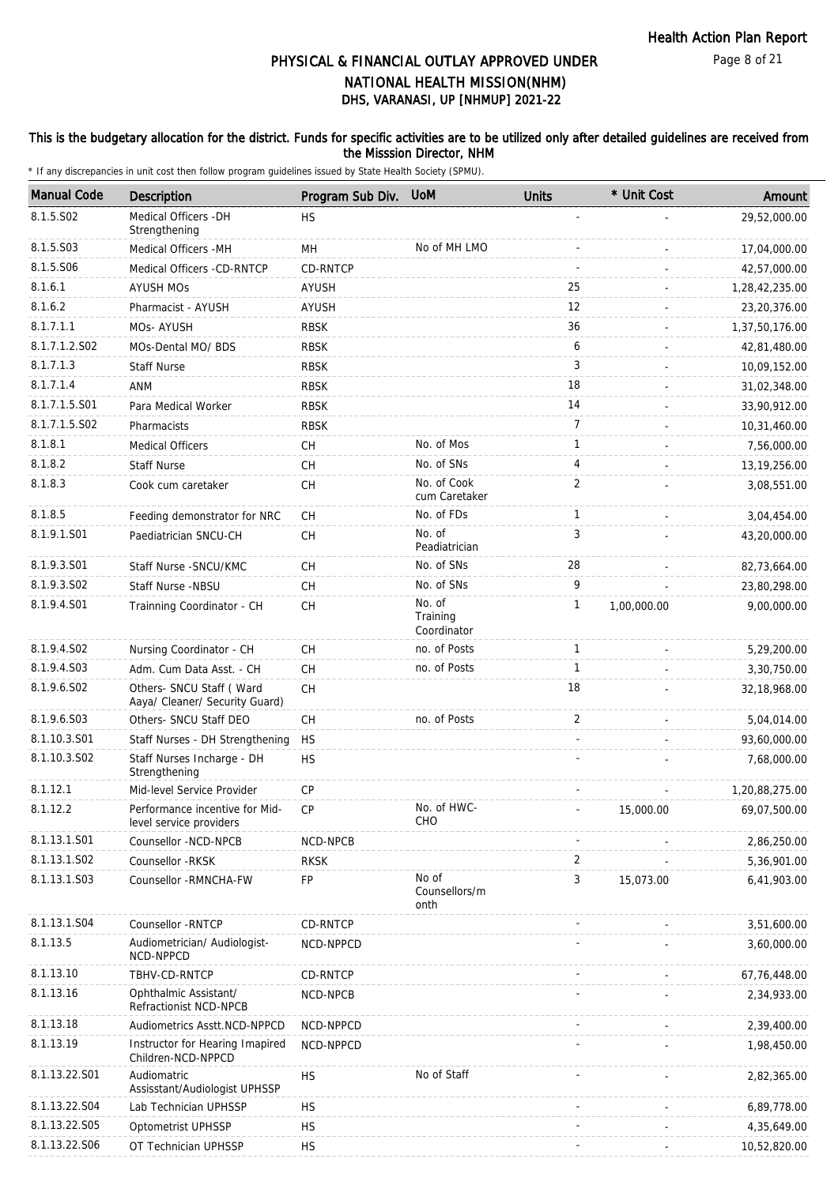# PHYSICAL & FINANCIAL OUTLAY APPROVED UNDER NATIONAL HEALTH MISSION(NHM)

## DHS, VARANASI, UP [NHMUP] 2021-22

**This is the budgetary allocation for the district. Funds for specific activities are to be utilized only after detailed guidelines are received from the Misssion Director, NHM**

* If any discrepancies in unit cost then follow program guidelines issued by State Health Society (SPMU).

| Manual Code | Description | Program Sub Div. | UoM | Units | * Unit Cost | Amount |
|---|---|---|---|---|---|---|
| 8.1.5.S02 | Medical Officers -DH Strengthening | HS | | - | - | 29,52,000.00 |
| 8.1.5.S03 | Medical Officers -MH | MH | No of MH LMO | - | - | 17,04,000.00 |
| 8.1.5.S06 | Medical Officers -CD-RNTCP | CD-RNTCP | | - | - | 42,57,000.00 |
| 8.1.6.1 | AYUSH MOs | AYUSH | | 25 | - | 1,28,42,235.00 |
| 8.1.6.2 | Pharmacist - AYUSH | AYUSH | | 12 | - | 23,20,376.00 |
| 8.1.7.1.1 | MOs- AYUSH | RBSK | | 36 | - | 1,37,50,176.00 |
| 8.1.7.1.2.S02 | MOs-Dental MO/ BDS | RBSK | | 6 | - | 42,81,480.00 |
| 8.1.7.1.3 | Staff Nurse | RBSK | | 3 | - | 10,09,152.00 |
| 8.1.7.1.4 | ANM | RBSK | | 18 | - | 31,02,348.00 |
| 8.1.7.1.5.S01 | Para Medical Worker | RBSK | | 14 | - | 33,90,912.00 |
| 8.1.7.1.5.S02 | Pharmacists | RBSK | | 7 | - | 10,31,460.00 |
| 8.1.8.1 | Medical Officers | CH | No. of Mos | 1 | - | 7,56,000.00 |
| 8.1.8.2 | Staff Nurse | CH | No. of SNs | 4 | - | 13,19,256.00 |
| 8.1.8.3 | Cook cum caretaker | CH | No. of Cook cum Caretaker | 2 | - | 3,08,551.00 |
| 8.1.8.5 | Feeding demonstrator for NRC | CH | No. of FDs | 1 | - | 3,04,454.00 |
| 8.1.9.1.S01 | Paediatrician SNCU-CH | CH | No. of Peadiatrician | 3 | - | 43,20,000.00 |
| 8.1.9.3.S01 | Staff Nurse -SNCU/KMC | CH | No. of SNs | 28 | - | 82,73,664.00 |
| 8.1.9.3.S02 | Staff Nurse -NBSU | CH | No. of SNs | 9 | - | 23,80,298.00 |
| 8.1.9.4.S01 | Trainning Coordinator - CH | CH | No. of Training Coordinator | 1 | 1,00,000.00 | 9,00,000.00 |
| 8.1.9.4.S02 | Nursing Coordinator - CH | CH | no. of Posts | 1 | - | 5,29,200.00 |
| 8.1.9.4.S03 | Adm. Cum Data Asst. - CH | CH | no. of Posts | 1 | - | 3,30,750.00 |
| 8.1.9.6.S02 | Others- SNCU Staff ( Ward Aaya/ Cleaner/ Security Guard) | CH | | 18 | - | 32,18,968.00 |
| 8.1.9.6.S03 | Others- SNCU Staff DEO | CH | no. of Posts | 2 | - | 5,04,014.00 |
| 8.1.10.3.S01 | Staff Nurses - DH Strengthening | HS | | - | - | 93,60,000.00 |
| 8.1.10.3.S02 | Staff Nurses Incharge - DH Strengthening | HS | | - | - | 7,68,000.00 |
| 8.1.12.1 | Mid-level Service Provider | CP | | - | - | 1,20,88,275.00 |
| 8.1.12.2 | Performance incentive for Mid-level service providers | CP | No. of HWC-CHO | - | 15,000.00 | 69,07,500.00 |
| 8.1.13.1.S01 | Counsellor -NCD-NPCB | NCD-NPCB | | - | - | 2,86,250.00 |
| 8.1.13.1.S02 | Counsellor -RKSK | RKSK | | 2 | - | 5,36,901.00 |
| 8.1.13.1.S03 | Counsellor -RMNCHA-FW | FP | No of Counsellors/month | 3 | 15,073.00 | 6,41,903.00 |
| 8.1.13.1.S04 | Counsellor -RNTCP | CD-RNTCP | | - | - | 3,51,600.00 |
| 8.1.13.5 | Audiometrician/ Audiologist-NCD-NPPCD | NCD-NPPCD | | - | - | 3,60,000.00 |
| 8.1.13.10 | TBHV-CD-RNTCP | CD-RNTCP | | - | - | 67,76,448.00 |
| 8.1.13.16 | Ophthalmic Assistant/ Refractionist NCD-NPCB | NCD-NPCB | | - | - | 2,34,933.00 |
| 8.1.13.18 | Audiometrics Asstt.NCD-NPPCD | NCD-NPPCD | | - | - | 2,39,400.00 |
| 8.1.13.19 | Instructor for Hearing Imapired Children-NCD-NPPCD | NCD-NPPCD | | - | - | 1,98,450.00 |
| 8.1.13.22.S01 | Audiomatric Assisstant/Audiologist UPHSSP | HS | No of Staff | - | - | 2,82,365.00 |
| 8.1.13.22.S04 | Lab Technician UPHSSP | HS | | - | - | 6,89,778.00 |
| 8.1.13.22.S05 | Optometrist UPHSSP | HS | | - | - | 4,35,649.00 |
| 8.1.13.22.S06 | OT Technician UPHSSP | HS | | - | - | 10,52,820.00 |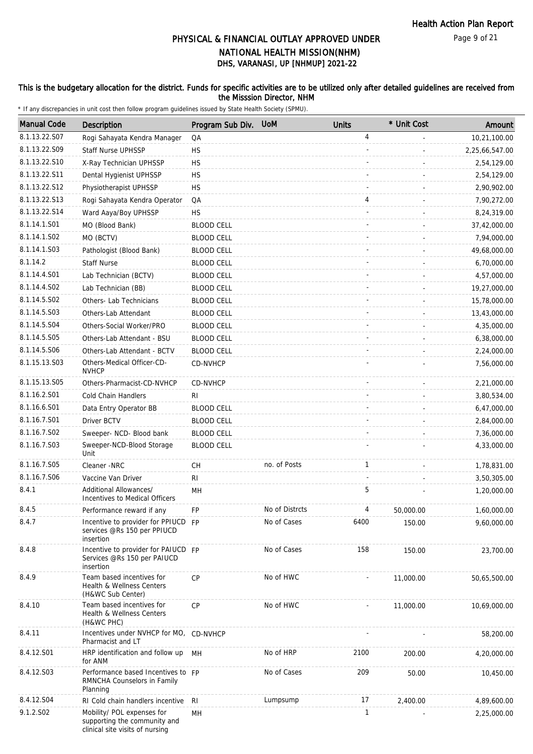# PHYSICAL & FINANCIAL OUTLAY APPROVED UNDER NATIONAL HEALTH MISSION(NHM)
## DHS, VARANASI, UP [NHMUP] 2021-22

Health Action Plan Report

**This is the budgetary allocation for the district. Funds for specific activities are to be utilized only after detailed guidelines are received from the Misssion Director, NHM**

* If any discrepancies in unit cost then follow program guidelines issued by State Health Society (SPMU).

| Manual Code | Description | Program Sub Div. | UoM | Units | * Unit Cost | Amount |
|---|---|---|---|---|---|---|
| 8.1.13.22.S07 | Rogi Sahayata Kendra Manager | QA | | 4 | - | 10,21,100.00 |
| 8.1.13.22.S09 | Staff Nurse UPHSSP | HS | | - | - | 2,25,66,547.00 |
| 8.1.13.22.S10 | X-Ray Technician UPHSSP | HS | | - | - | 2,54,129.00 |
| 8.1.13.22.S11 | Dental Hygienist UPHSSP | HS | | - | - | 2,54,129.00 |
| 8.1.13.22.S12 | Physiotherapist UPHSSP | HS | | - | - | 2,90,902.00 |
| 8.1.13.22.S13 | Rogi Sahayata Kendra Operator | QA | | 4 | - | 7,90,272.00 |
| 8.1.13.22.S14 | Ward Aaya/Boy UPHSSP | HS | | - | - | 8,24,319.00 |
| 8.1.14.1.S01 | MO (Blood Bank) | BLOOD CELL | | - | - | 37,42,000.00 |
| 8.1.14.1.S02 | MO (BCTV) | BLOOD CELL | | - | - | 7,94,000.00 |
| 8.1.14.1.S03 | Pathologist (Blood Bank) | BLOOD CELL | | - | - | 49,68,000.00 |
| 8.1.14.2 | Staff Nurse | BLOOD CELL | | - | - | 6,70,000.00 |
| 8.1.14.4.S01 | Lab Technician (BCTV) | BLOOD CELL | | - | - | 4,57,000.00 |
| 8.1.14.4.S02 | Lab Technician (BB) | BLOOD CELL | | - | - | 19,27,000.00 |
| 8.1.14.5.S02 | Others- Lab Technicians | BLOOD CELL | | - | - | 15,78,000.00 |
| 8.1.14.5.S03 | Others-Lab Attendant | BLOOD CELL | | - | - | 13,43,000.00 |
| 8.1.14.5.S04 | Others-Social Worker/PRO | BLOOD CELL | | - | - | 4,35,000.00 |
| 8.1.14.5.S05 | Others-Lab Attendant - BSU | BLOOD CELL | | - | - | 6,38,000.00 |
| 8.1.14.5.S06 | Others-Lab Attendant - BCTV | BLOOD CELL | | - | - | 2,24,000.00 |
| 8.1.15.13.S03 | Others-Medical Officer-CD-NVHCP | CD-NVHCP | | - | - | 7,56,000.00 |
| 8.1.15.13.S05 | Others-Pharmacist-CD-NVHCP | CD-NVHCP | | - | - | 2,21,000.00 |
| 8.1.16.2.S01 | Cold Chain Handlers | RI | | - | - | 3,80,534.00 |
| 8.1.16.6.S01 | Data Entry Operator BB | BLOOD CELL | | - | - | 6,47,000.00 |
| 8.1.16.7.S01 | Driver BCTV | BLOOD CELL | | - | - | 2,84,000.00 |
| 8.1.16.7.S02 | Sweeper- NCD- Blood bank | BLOOD CELL | | - | - | 7,36,000.00 |
| 8.1.16.7.S03 | Sweeper-NCD-Blood Storage Unit | BLOOD CELL | | - | - | 4,33,000.00 |
| 8.1.16.7.S05 | Cleaner -NRC | CH | no. of Posts | 1 | - | 1,78,831.00 |
| 8.1.16.7.S06 | Vaccine Van Driver | RI | | - | - | 3,50,305.00 |
| 8.4.1 | Additional Allowances/ Incentives to Medical Officers | MH | | 5 | - | 1,20,000.00 |
| 8.4.5 | Performance reward if any | FP | No of Distrcts | 4 | 50,000.00 | 1,60,000.00 |
| 8.4.7 | Incentive to provider for PPIUCD services @Rs 150 per PPIUCD insertion | FP | No of Cases | 6400 | 150.00 | 9,60,000.00 |
| 8.4.8 | Incentive to provider for PAIUCD Services @Rs 150 per PAIUCD insertion | FP | No of Cases | 158 | 150.00 | 23,700.00 |
| 8.4.9 | Team based incentives for Health & Wellness Centers (H&WC Sub Center) | CP | No of HWC | - | 11,000.00 | 50,65,500.00 |
| 8.4.10 | Team based incentives for Health & Wellness Centers (H&WC PHC) | CP | No of HWC | - | 11,000.00 | 10,69,000.00 |
| 8.4.11 | Incentives under NVHCP for MO, Pharmacist and LT | CD-NVHCP | | - | - | 58,200.00 |
| 8.4.12.S01 | HRP identification and follow up for ANM | MH | No of HRP | 2100 | 200.00 | 4,20,000.00 |
| 8.4.12.S03 | Performance based Incentives to RMNCHA Counselors in Family Planning | FP | No of Cases | 209 | 50.00 | 10,450.00 |
| 8.4.12.S04 | RI Cold chain handlers incentive | RI | Lumpsump | 17 | 2,400.00 | 4,89,600.00 |
| 9.1.2.S02 | Mobility/ POL expenses for supporting the community and clinical site visits of nursing | MH | | 1 | - | 2,25,000.00 |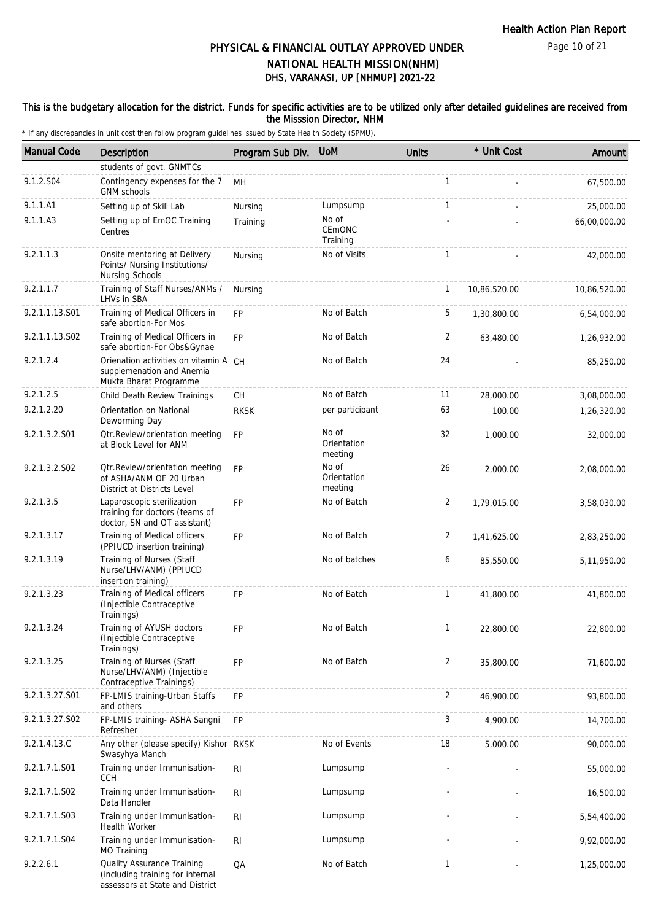# PHYSICAL & FINANCIAL OUTLAY APPROVED UNDER NATIONAL HEALTH MISSION(NHM)

## DHS, VARANASI, UP [NHMUP] 2021-22

**This is the budgetary allocation for the district. Funds for specific activities are to be utilized only after detailed guidelines are received from the Misssion Director, NHM**

\* If any discrepancies in unit cost then follow program guidelines issued by State Health Society (SPMU).

| Manual Code | Description | Program Sub Div. | UoM | Units | * Unit Cost | Amount |
|---|---|---|---|---|---|---|
| | students of govt. GNMTCs | | | | | |
| 9.1.2.S04 | Contingency expenses for the 7 GNM schools | MH | | 1 | - | 67,500.00 |
| 9.1.1.A1 | Setting up of Skill Lab | Nursing | Lumpsump | 1 | - | 25,000.00 |
| 9.1.1.A3 | Setting up of EmOC Training Centres | Training | No of CEmONC Training | - | - | 66,00,000.00 |
| 9.2.1.1.3 | Onsite mentoring at Delivery Points/ Nursing Institutions/ Nursing Schools | Nursing | No of Visits | 1 | - | 42,000.00 |
| 9.2.1.1.7 | Training of Staff Nurses/ANMs / LHVs in SBA | Nursing | | 1 | 10,86,520.00 | 10,86,520.00 |
| 9.2.1.1.13.S01 | Training of Medical Officers in safe abortion-For Mos | FP | No of Batch | 5 | 1,30,800.00 | 6,54,000.00 |
| 9.2.1.1.13.S02 | Training of Medical Officers in safe abortion-For Obs&Gynae | FP | No of Batch | 2 | 63,480.00 | 1,26,932.00 |
| 9.2.1.2.4 | Orienation activities on vitamin A supplemenation and Anemia Mukta Bharat Programme | CH | No of Batch | 24 | - | 85,250.00 |
| 9.2.1.2.5 | Child Death Review Trainings | CH | No of Batch | 11 | 28,000.00 | 3,08,000.00 |
| 9.2.1.2.20 | Orientation on National Deworming Day | RKSK | per participant | 63 | 100.00 | 1,26,320.00 |
| 9.2.1.3.2.S01 | Qtr.Review/orientation meeting at Block Level for ANM | FP | No of Orientation meeting | 32 | 1,000.00 | 32,000.00 |
| 9.2.1.3.2.S02 | Qtr.Review/orientation meeting of ASHA/ANM OF 20 Urban District at Districts Level | FP | No of Orientation meeting | 26 | 2,000.00 | 2,08,000.00 |
| 9.2.1.3.5 | Laparoscopic sterilization training for doctors (teams of doctor, SN and OT assistant) | FP | No of Batch | 2 | 1,79,015.00 | 3,58,030.00 |
| 9.2.1.3.17 | Training of Medical officers (PPIUCD insertion training) | FP | No of Batch | 2 | 1,41,625.00 | 2,83,250.00 |
| 9.2.1.3.19 | Training of Nurses (Staff Nurse/LHV/ANM) (PPIUCD insertion training) | | No of batches | 6 | 85,550.00 | 5,11,950.00 |
| 9.2.1.3.23 | Training of Medical officers (Injectible Contraceptive Trainings) | FP | No of Batch | 1 | 41,800.00 | 41,800.00 |
| 9.2.1.3.24 | Training of AYUSH doctors (Injectible Contraceptive Trainings) | FP | No of Batch | 1 | 22,800.00 | 22,800.00 |
| 9.2.1.3.25 | Training of Nurses (Staff Nurse/LHV/ANM) (Injectible Contraceptive Trainings) | FP | No of Batch | 2 | 35,800.00 | 71,600.00 |
| 9.2.1.3.27.S01 | FP-LMIS training-Urban Staffs and others | FP | | 2 | 46,900.00 | 93,800.00 |
| 9.2.1.3.27.S02 | FP-LMIS training- ASHA Sangni Refresher | FP | | 3 | 4,900.00 | 14,700.00 |
| 9.2.1.4.13.C | Any other (please specify) Kishor Swasyhya Manch | RKSK | No of Events | 18 | 5,000.00 | 90,000.00 |
| 9.2.1.7.1.S01 | Training under Immunisation-CCH | RI | Lumpsump | - | - | 55,000.00 |
| 9.2.1.7.1.S02 | Training under Immunisation-Data Handler | RI | Lumpsump | - | - | 16,500.00 |
| 9.2.1.7.1.S03 | Training under Immunisation-Health Worker | RI | Lumpsump | - | - | 5,54,400.00 |
| 9.2.1.7.1.S04 | Training under Immunisation-MO Training | RI | Lumpsump | - | - | 9,92,000.00 |
| 9.2.2.6.1 | Quality Assurance Training (including training for internal assessors at State and District | QA | No of Batch | 1 | - | 1,25,000.00 |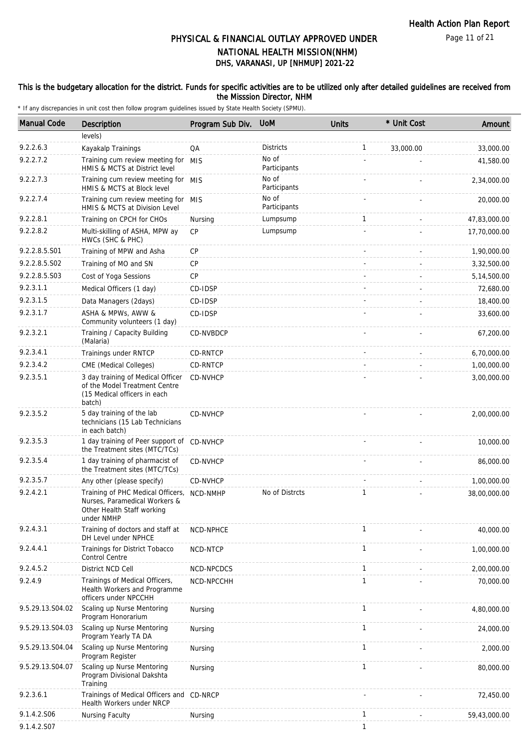# PHYSICAL & FINANCIAL OUTLAY APPROVED UNDER NATIONAL HEALTH MISSION(NHM)

## DHS, VARANASI, UP [NHMUP] 2021-22

**This is the budgetary allocation for the district. Funds for specific activities are to be utilized only after detailed guidelines are received from the Misssion Director, NHM**

\* If any discrepancies in unit cost then follow program guidelines issued by State Health Society (SPMU).

| Manual Code | Description | Program Sub Div. | UoM | Units | * Unit Cost | Amount |
|---|---|---|---|---|---|---|
| | levels) | | | | | |
| 9.2.2.6.3 | Kayakalp Trainings | QA | Districts | 1 | 33,000.00 | 33,000.00 |
| 9.2.2.7.2 | Training cum review meeting for HMIS & MCTS at District level | MIS | No of Participants | - | - | 41,580.00 |
| 9.2.2.7.3 | Training cum review meeting for HMIS & MCTS at Block level | MIS | No of Participants | - | - | 2,34,000.00 |
| 9.2.2.7.4 | Training cum review meeting for HMIS & MCTS at Division Level | MIS | No of Participants | - | - | 20,000.00 |
| 9.2.2.8.1 | Training on CPCH for CHOs | Nursing | Lumpsump | 1 | - | 47,83,000.00 |
| 9.2.2.8.2 | Multi-skilling of ASHA, MPW ay HWCs (SHC & PHC) | CP | Lumpsump | - | - | 17,70,000.00 |
| 9.2.2.8.5.S01 | Training of MPW and Asha | CP | | - | - | 1,90,000.00 |
| 9.2.2.8.5.S02 | Training of MO and SN | CP | | - | - | 3,32,500.00 |
| 9.2.2.8.5.S03 | Cost of Yoga Sessions | CP | | - | - | 5,14,500.00 |
| 9.2.3.1.1 | Medical Officers (1 day) | CD-IDSP | | - | - | 72,680.00 |
| 9.2.3.1.5 | Data Managers (2days) | CD-IDSP | | - | - | 18,400.00 |
| 9.2.3.1.7 | ASHA & MPWs, AWW & Community volunteers (1 day) | CD-IDSP | | - | - | 33,600.00 |
| 9.2.3.2.1 | Training / Capacity Building (Malaria) | CD-NVBDCP | | - | - | 67,200.00 |
| 9.2.3.4.1 | Trainings under RNTCP | CD-RNTCP | | - | - | 6,70,000.00 |
| 9.2.3.4.2 | CME (Medical Colleges) | CD-RNTCP | | - | - | 1,00,000.00 |
| 9.2.3.5.1 | 3 day training of Medical Officer of the Model Treatment Centre (15 Medical officers in each batch) | CD-NVHCP | | - | - | 3,00,000.00 |
| 9.2.3.5.2 | 5 day training of the lab technicians (15 Lab Technicians in each batch) | CD-NVHCP | | - | - | 2,00,000.00 |
| 9.2.3.5.3 | 1 day training of Peer support of the Treatment sites (MTC/TCs) | CD-NVHCP | | - | - | 10,000.00 |
| 9.2.3.5.4 | 1 day training of pharmacist of the Treatment sites (MTC/TCs) | CD-NVHCP | | - | - | 86,000.00 |
| 9.2.3.5.7 | Any other (please specify) | CD-NVHCP | | - | - | 1,00,000.00 |
| 9.2.4.2.1 | Training of PHC Medical Officers, Nurses, Paramedical Workers & Other Health Staff working under NMHP | NCD-NMHP | No of Distrcts | 1 | - | 38,00,000.00 |
| 9.2.4.3.1 | Training of doctors and staff at DH Level under NPHCE | NCD-NPHCE | | 1 | - | 40,000.00 |
| 9.2.4.4.1 | Trainings for District Tobacco Control Centre | NCD-NTCP | | 1 | - | 1,00,000.00 |
| 9.2.4.5.2 | District NCD Cell | NCD-NPCDCS | | 1 | - | 2,00,000.00 |
| 9.2.4.9 | Trainings of Medical Officers, Health Workers and Programme officers under NPCCHH | NCD-NPCCHH | | 1 | - | 70,000.00 |
| 9.5.29.13.S04.02 | Scaling up Nurse Mentoring Program Honorarium | Nursing | | 1 | - | 4,80,000.00 |
| 9.5.29.13.S04.03 | Scaling up Nurse Mentoring Program Yearly TA DA | Nursing | | 1 | - | 24,000.00 |
| 9.5.29.13.S04.04 | Scaling up Nurse Mentoring Program Register | Nursing | | 1 | - | 2,000.00 |
| 9.5.29.13.S04.07 | Scaling up Nurse Mentoring Program Divisional Dakshta Training | Nursing | | 1 | - | 80,000.00 |
| 9.2.3.6.1 | Trainings of Medical Officers and Health Workers under NRCP | CD-NRCP | | - | - | 72,450.00 |
| 9.1.4.2.S06 | Nursing Faculty | Nursing | | 1 | - | 59,43,000.00 |
| 9.1.4.2.S07 | | | | 1 | | |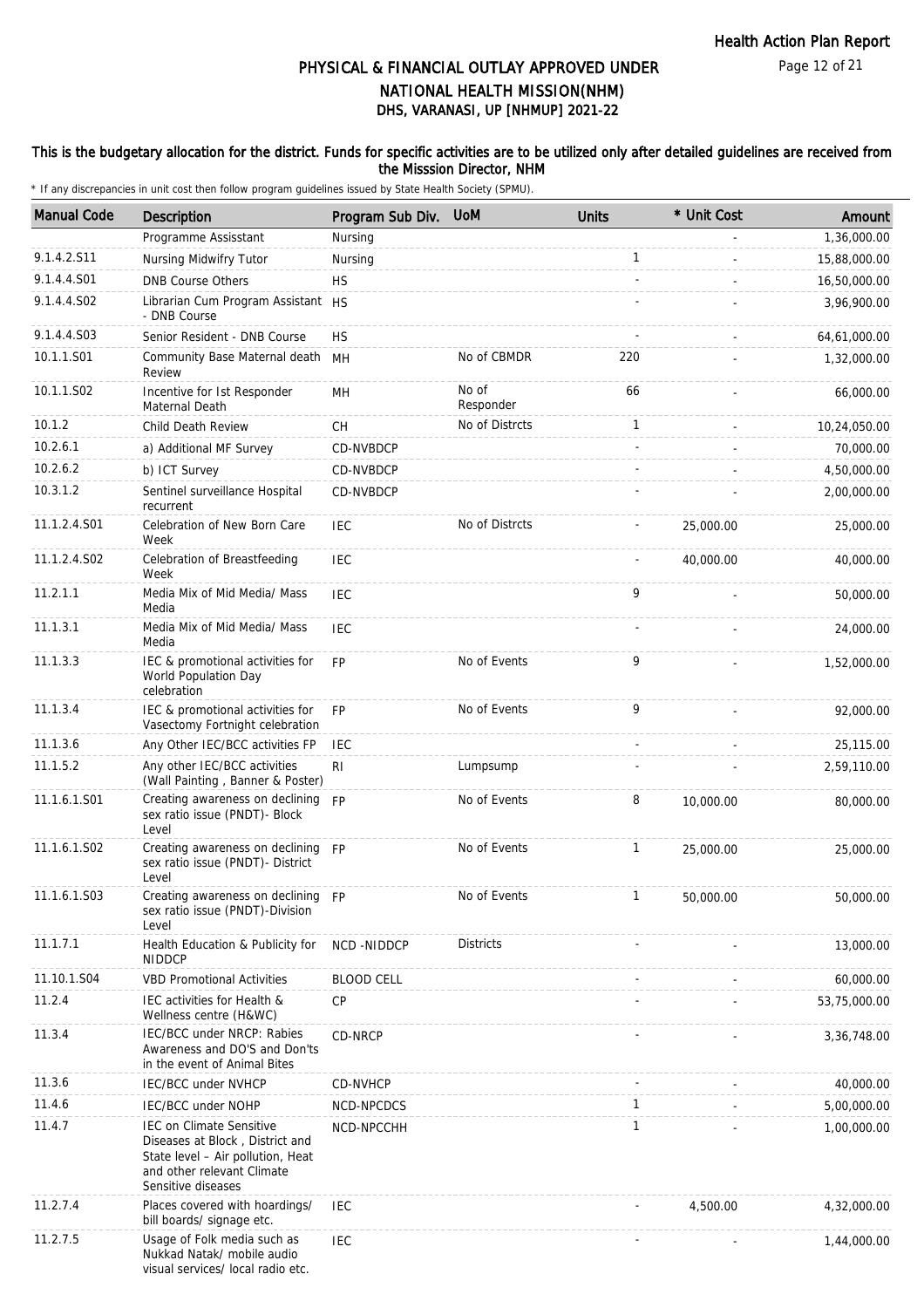# PHYSICAL & FINANCIAL OUTLAY APPROVED UNDER NATIONAL HEALTH MISSION(NHM)

## DHS, VARANASI, UP [NHMUP] 2021-22

**This is the budgetary allocation for the district. Funds for specific activities are to be utilized only after detailed guidelines are received from the Misssion Director, NHM**

\* If any discrepancies in unit cost then follow program guidelines issued by State Health Society (SPMU).

| Manual Code | Description | Program Sub Div. | UoM | Units | * Unit Cost | Amount |
|---|---|---|---|---|---|---|
| | Programme Assisstant | Nursing | | | - | 1,36,000.00 |
| 9.1.4.2.S11 | Nursing Midwifry Tutor | Nursing | | 1 | - | 15,88,000.00 |
| 9.1.4.4.S01 | DNB Course Others | HS | | - | - | 16,50,000.00 |
| 9.1.4.4.S02 | Librarian Cum Program Assistant - DNB Course | HS | | - | - | 3,96,900.00 |
| 9.1.4.4.S03 | Senior Resident - DNB Course | HS | | - | - | 64,61,000.00 |
| 10.1.1.S01 | Community Base Maternal death Review | MH | No of CBMDR | 220 | - | 1,32,000.00 |
| 10.1.1.S02 | Incentive for Ist Responder Maternal Death | MH | No of Responder | 66 | - | 66,000.00 |
| 10.1.2 | Child Death Review | CH | No of Distrcts | 1 | - | 10,24,050.00 |
| 10.2.6.1 | a) Additional MF Survey | CD-NVBDCP | | - | - | 70,000.00 |
| 10.2.6.2 | b) ICT Survey | CD-NVBDCP | | - | - | 4,50,000.00 |
| 10.3.1.2 | Sentinel surveillance Hospital recurrent | CD-NVBDCP | | - | - | 2,00,000.00 |
| 11.1.2.4.S01 | Celebration of New Born Care Week | IEC | No of Distrcts | - | 25,000.00 | 25,000.00 |
| 11.1.2.4.S02 | Celebration of Breastfeeding Week | IEC | | - | 40,000.00 | 40,000.00 |
| 11.2.1.1 | Media Mix of Mid Media/ Mass Media | IEC | | 9 | - | 50,000.00 |
| 11.1.3.1 | Media Mix of Mid Media/ Mass Media | IEC | | - | - | 24,000.00 |
| 11.1.3.3 | IEC & promotional activities for World Population Day celebration | FP | No of Events | 9 | - | 1,52,000.00 |
| 11.1.3.4 | IEC & promotional activities for Vasectomy Fortnight celebration | FP | No of Events | 9 | - | 92,000.00 |
| 11.1.3.6 | Any Other IEC/BCC activities FP | IEC | | - | - | 25,115.00 |
| 11.1.5.2 | Any other IEC/BCC activities (Wall Painting , Banner & Poster) | RI | Lumpsump | - | - | 2,59,110.00 |
| 11.1.6.1.S01 | Creating awareness on declining sex ratio issue (PNDT)- Block Level | FP | No of Events | 8 | 10,000.00 | 80,000.00 |
| 11.1.6.1.S02 | Creating awareness on declining sex ratio issue (PNDT)- District Level | FP | No of Events | 1 | 25,000.00 | 25,000.00 |
| 11.1.6.1.S03 | Creating awareness on declining sex ratio issue (PNDT)-Division Level | FP | No of Events | 1 | 50,000.00 | 50,000.00 |
| 11.1.7.1 | Health Education & Publicity for NIDDCP | NCD -NIDDCP | Districts | - | - | 13,000.00 |
| 11.10.1.S04 | VBD Promotional Activities | BLOOD CELL | | - | - | 60,000.00 |
| 11.2.4 | IEC activities for Health & Wellness centre (H&WC) | CP | | - | - | 53,75,000.00 |
| 11.3.4 | IEC/BCC under NRCP: Rabies Awareness and DO'S and Don'ts in the event of Animal Bites | CD-NRCP | | - | - | 3,36,748.00 |
| 11.3.6 | IEC/BCC under NVHCP | CD-NVHCP | | - | - | 40,000.00 |
| 11.4.6 | IEC/BCC under NOHP | NCD-NPCDCS | | 1 | - | 5,00,000.00 |
| 11.4.7 | IEC on Climate Sensitive Diseases at Block , District and State level – Air pollution, Heat and other relevant Climate Sensitive diseases | NCD-NPCCHH | | 1 | - | 1,00,000.00 |
| 11.2.7.4 | Places covered with hoardings/ bill boards/ signage etc. | IEC | | - | 4,500.00 | 4,32,000.00 |
| 11.2.7.5 | Usage of Folk media such as Nukkad Natak/ mobile audio visual services/ local radio etc. | IEC | | - | - | 1,44,000.00 |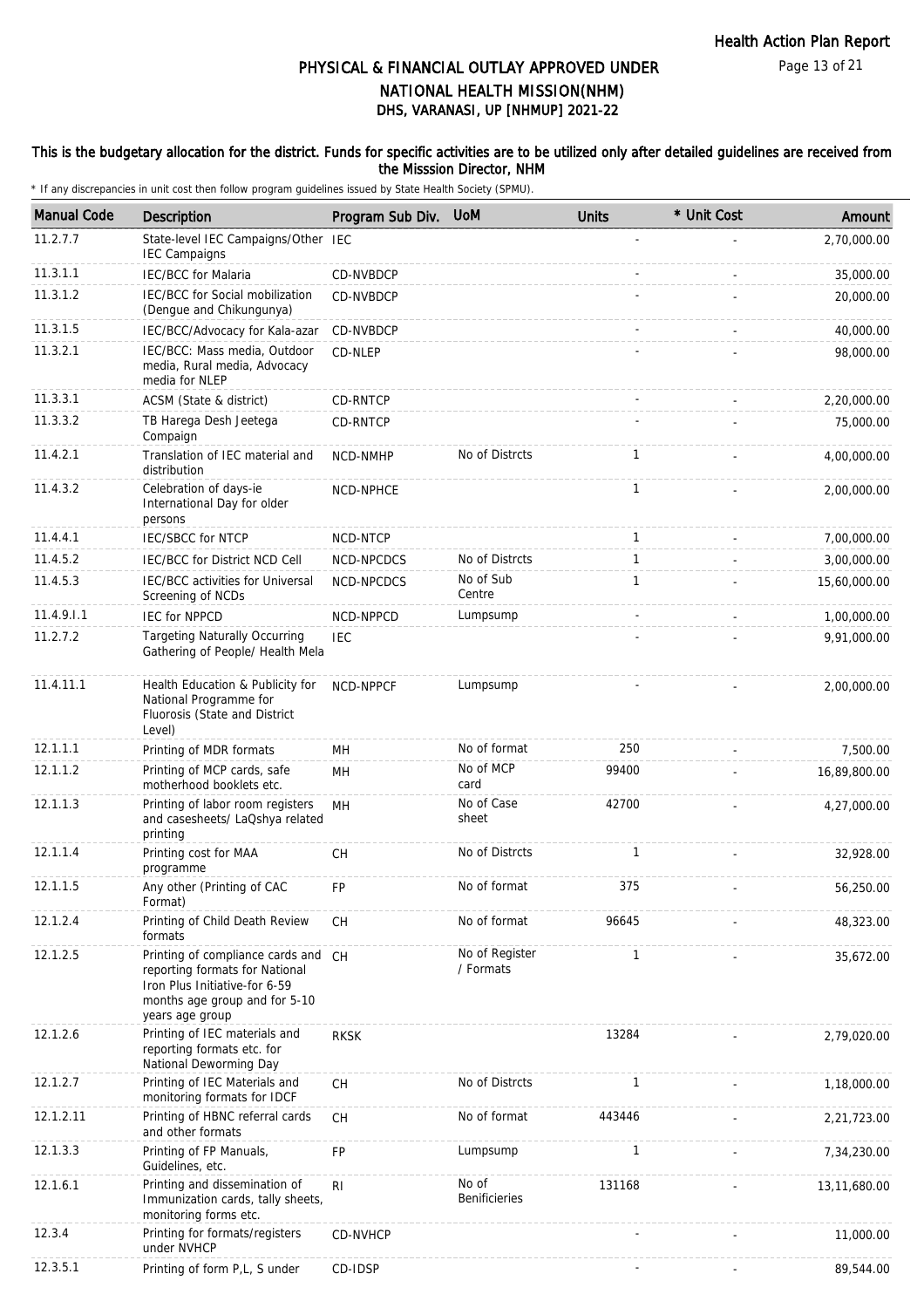# PHYSICAL & FINANCIAL OUTLAY APPROVED UNDER NATIONAL HEALTH MISSION(NHM)
## DHS, VARANASI, UP [NHMUP] 2021-22

**This is the budgetary allocation for the district. Funds for specific activities are to be utilized only after detailed guidelines are received from the Misssion Director, NHM**

* If any discrepancies in unit cost then follow program guidelines issued by State Health Society (SPMU).

| Manual Code | Description | Program Sub Div. | UoM | Units | * Unit Cost | Amount |
|---|---|---|---|---|---|---|
| 11.2.7.7 | State-level IEC Campaigns/Other IEC Campaigns | IEC | | - | - | 2,70,000.00 |
| 11.3.1.1 | IEC/BCC for Malaria | CD-NVBDCP | | - | - | 35,000.00 |
| 11.3.1.2 | IEC/BCC for Social mobilization (Dengue and Chikungunya) | CD-NVBDCP | | - | - | 20,000.00 |
| 11.3.1.5 | IEC/BCC/Advocacy for Kala-azar | CD-NVBDCP | | - | - | 40,000.00 |
| 11.3.2.1 | IEC/BCC: Mass media, Outdoor media, Rural media, Advocacy media for NLEP | CD-NLEP | | - | - | 98,000.00 |
| 11.3.3.1 | ACSM (State & district) | CD-RNTCP | | - | - | 2,20,000.00 |
| 11.3.3.2 | TB Harega Desh Jeetega Compaign | CD-RNTCP | | - | - | 75,000.00 |
| 11.4.2.1 | Translation of IEC material and distribution | NCD-NMHP | No of Distrcts | 1 | - | 4,00,000.00 |
| 11.4.3.2 | Celebration of days-ie International Day for older persons | NCD-NPHCE | | 1 | - | 2,00,000.00 |
| 11.4.4.1 | IEC/SBCC for NTCP | NCD-NTCP | | 1 | - | 7,00,000.00 |
| 11.4.5.2 | IEC/BCC for District NCD Cell | NCD-NPCDCS | No of Distrcts | 1 | - | 3,00,000.00 |
| 11.4.5.3 | IEC/BCC activities for Universal Screening of NCDs | NCD-NPCDCS | No of Sub Centre | 1 | - | 15,60,000.00 |
| 11.4.9.I.1 | IEC for NPPCD | NCD-NPPCD | Lumpsump | - | - | 1,00,000.00 |
| 11.2.7.2 | Targeting Naturally Occurring Gathering of People/ Health Mela | IEC | | - | - | 9,91,000.00 |
| 11.4.11.1 | Health Education & Publicity for National Programme for Fluorosis (State and District Level) | NCD-NPPCF | Lumpsump | - | - | 2,00,000.00 |
| 12.1.1.1 | Printing of MDR formats | MH | No of format | 250 | - | 7,500.00 |
| 12.1.1.2 | Printing of MCP cards, safe motherhood booklets etc. | MH | No of MCP card | 99400 | - | 16,89,800.00 |
| 12.1.1.3 | Printing of labor room registers and casesheets/ LaQshya related printing | MH | No of Case sheet | 42700 | - | 4,27,000.00 |
| 12.1.1.4 | Printing cost for MAA programme | CH | No of Distrcts | 1 | - | 32,928.00 |
| 12.1.1.5 | Any other (Printing of CAC Format) | FP | No of format | 375 | - | 56,250.00 |
| 12.1.2.4 | Printing of Child Death Review formats | CH | No of format | 96645 | - | 48,323.00 |
| 12.1.2.5 | Printing of compliance cards and reporting formats for National Iron Plus Initiative-for 6-59 months age group and for 5-10 years age group | CH | No of Register / Formats | 1 | - | 35,672.00 |
| 12.1.2.6 | Printing of IEC materials and reporting formats etc. for National Deworming Day | RKSK | | 13284 | - | 2,79,020.00 |
| 12.1.2.7 | Printing of IEC Materials and monitoring formats for IDCF | CH | No of Distrcts | 1 | - | 1,18,000.00 |
| 12.1.2.11 | Printing of HBNC referral cards and other formats | CH | No of format | 443446 | - | 2,21,723.00 |
| 12.1.3.3 | Printing of FP Manuals, Guidelines, etc. | FP | Lumpsump | 1 | - | 7,34,230.00 |
| 12.1.6.1 | Printing and dissemination of Immunization cards, tally sheets, monitoring forms etc. | RI | No of Benificieries | 131168 | - | 13,11,680.00 |
| 12.3.4 | Printing for formats/registers under NVHCP | CD-NVHCP | | - | - | 11,000.00 |
| 12.3.5.1 | Printing of form P,L, S under | CD-IDSP | | - | - | 89,544.00 |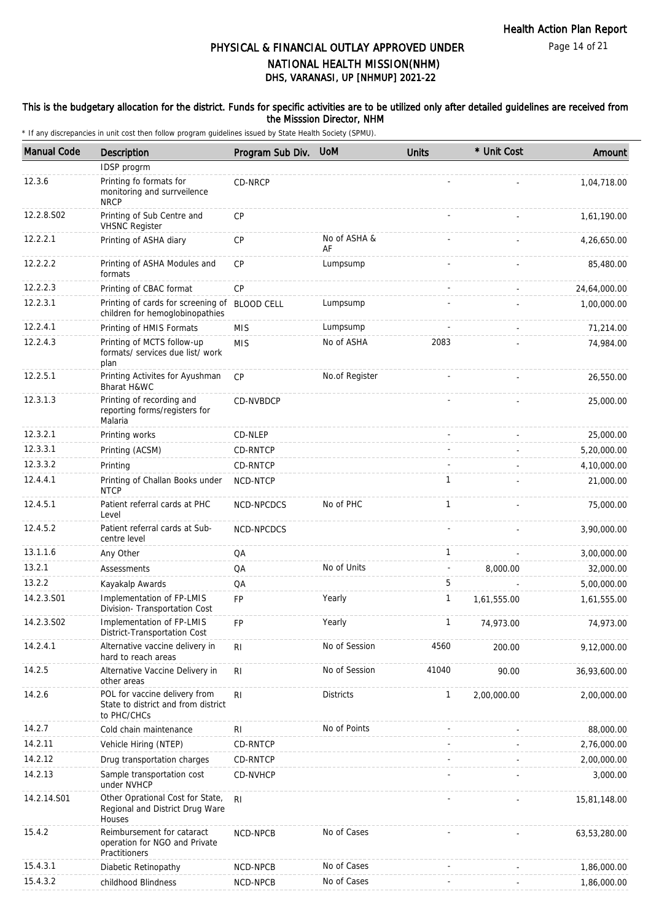# PHYSICAL & FINANCIAL OUTLAY APPROVED UNDER NATIONAL HEALTH MISSION(NHM)

## DHS, VARANASI, UP [NHMUP] 2021-22

### This is the budgetary allocation for the district. Funds for specific activities are to be utilized only after detailed guidelines are received from the Misssion Director, NHM

\* If any discrepancies in unit cost then follow program guidelines issued by State Health Society (SPMU).

| Manual Code | Description | Program Sub Div. | UoM | Units | * Unit Cost | Amount |
|---|---|---|---|---|---|---|
| | IDSP progrm | | | | | |
| 12.3.6 | Printing fo formats for monitoring and surrveilence NRCP | CD-NRCP | | - | - | 1,04,718.00 |
| 12.2.8.S02 | Printing of Sub Centre and VHSNC Register | CP | | - | - | 1,61,190.00 |
| 12.2.2.1 | Printing of ASHA diary | CP | No of ASHA & AF | - | - | 4,26,650.00 |
| 12.2.2.2 | Printing of ASHA Modules and formats | CP | Lumpsump | - | - | 85,480.00 |
| 12.2.2.3 | Printing of CBAC format | CP | | - | - | 24,64,000.00 |
| 12.2.3.1 | Printing of cards for screening of children for hemoglobinopathies | BLOOD CELL | Lumpsump | - | - | 1,00,000.00 |
| 12.2.4.1 | Printing of HMIS Formats | MIS | Lumpsump | - | - | 71,214.00 |
| 12.2.4.3 | Printing of MCTS follow-up formats/ services due list/ work plan | MIS | No of ASHA | 2083 | - | 74,984.00 |
| 12.2.5.1 | Printing Activites for Ayushman Bharat H&WC | CP | No.of Register | - | - | 26,550.00 |
| 12.3.1.3 | Printing of recording and reporting forms/registers for Malaria | CD-NVBDCP | | - | - | 25,000.00 |
| 12.3.2.1 | Printing works | CD-NLEP | | - | - | 25,000.00 |
| 12.3.3.1 | Printing (ACSM) | CD-RNTCP | | - | - | 5,20,000.00 |
| 12.3.3.2 | Printing | CD-RNTCP | | - | - | 4,10,000.00 |
| 12.4.4.1 | Printing of Challan Books under NTCP | NCD-NTCP | | 1 | - | 21,000.00 |
| 12.4.5.1 | Patient referral cards at PHC Level | NCD-NPCDCS | No of PHC | 1 | - | 75,000.00 |
| 12.4.5.2 | Patient referral cards at Sub-centre level | NCD-NPCDCS | | - | - | 3,90,000.00 |
| 13.1.1.6 | Any Other | QA | | 1 | - | 3,00,000.00 |
| 13.2.1 | Assessments | QA | No of Units | - | 8,000.00 | 32,000.00 |
| 13.2.2 | Kayakalp Awards | QA | | 5 | - | 5,00,000.00 |
| 14.2.3.S01 | Implementation of FP-LMIS Division- Transportation Cost | FP | Yearly | 1 | 1,61,555.00 | 1,61,555.00 |
| 14.2.3.S02 | Implementation of FP-LMIS District-Transportation Cost | FP | Yearly | 1 | 74,973.00 | 74,973.00 |
| 14.2.4.1 | Alternative vaccine delivery in hard to reach areas | RI | No of Session | 4560 | 200.00 | 9,12,000.00 |
| 14.2.5 | Alternative Vaccine Delivery in other areas | RI | No of Session | 41040 | 90.00 | 36,93,600.00 |
| 14.2.6 | POL for vaccine delivery from State to district and from district to PHC/CHCs | RI | Districts | 1 | 2,00,000.00 | 2,00,000.00 |
| 14.2.7 | Cold chain maintenance | RI | No of Points | - | - | 88,000.00 |
| 14.2.11 | Vehicle Hiring (NTEP) | CD-RNTCP | | - | - | 2,76,000.00 |
| 14.2.12 | Drug transportation charges | CD-RNTCP | | - | - | 2,00,000.00 |
| 14.2.13 | Sample transportation cost under NVHCP | CD-NVHCP | | - | - | 3,000.00 |
| 14.2.14.S01 | Other Oprational Cost for State, Regional and District Drug Ware Houses | RI | | - | - | 15,81,148.00 |
| 15.4.2 | Reimbursement for cataract operation for NGO and Private Practitioners | NCD-NPCB | No of Cases | - | - | 63,53,280.00 |
| 15.4.3.1 | Diabetic Retinopathy | NCD-NPCB | No of Cases | - | - | 1,86,000.00 |
| 15.4.3.2 | childhood Blindness | NCD-NPCB | No of Cases | - | - | 1,86,000.00 |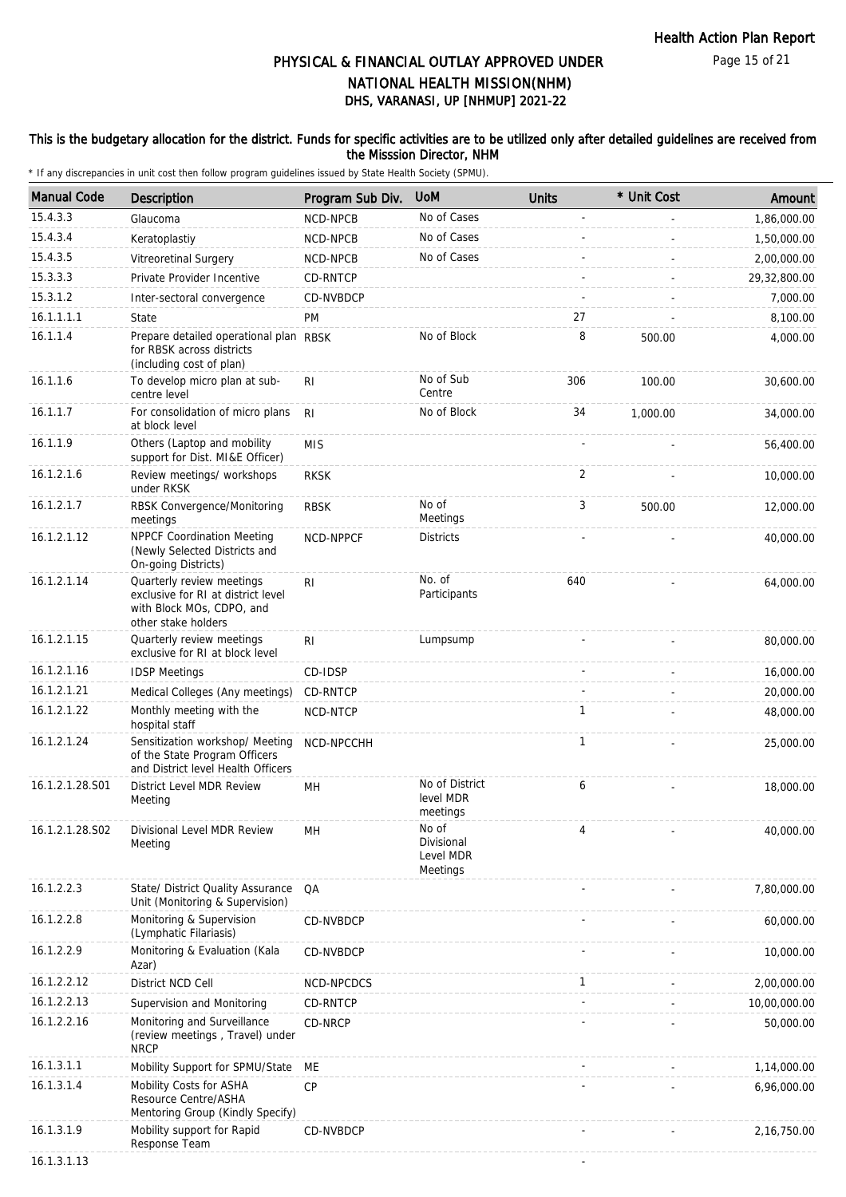## PHYSICAL & FINANCIAL OUTLAY APPROVED UNDER NATIONAL HEALTH MISSION(NHM)
## DHS, VARANASI, UP [NHMUP] 2021-22

**This is the budgetary allocation for the district. Funds for specific activities are to be utilized only after detailed guidelines are received from the Misssion Director, NHM**

\* If any discrepancies in unit cost then follow program guidelines issued by State Health Society (SPMU).

| Manual Code | Description | Program Sub Div. | UoM | Units | * Unit Cost | Amount |
|---|---|---|---|---|---|---|
| 15.4.3.3 | Glaucoma | NCD-NPCB | No of Cases | - | - | 1,86,000.00 |
| 15.4.3.4 | Keratoplastiy | NCD-NPCB | No of Cases | - | - | 1,50,000.00 |
| 15.4.3.5 | Vitreoretinal Surgery | NCD-NPCB | No of Cases | - | - | 2,00,000.00 |
| 15.3.3.3 | Private Provider Incentive | CD-RNTCP | | - | - | 29,32,800.00 |
| 15.3.1.2 | Inter-sectoral convergence | CD-NVBDCP | | - | - | 7,000.00 |
| 16.1.1.1.1 | State | PM | | 27 | - | 8,100.00 |
| 16.1.1.4 | Prepare detailed operational plan for RBSK across districts (including cost of plan) | RBSK | No of Block | 8 | 500.00 | 4,000.00 |
| 16.1.1.6 | To develop micro plan at sub-centre level | RI | No of Sub Centre | 306 | 100.00 | 30,600.00 |
| 16.1.1.7 | For consolidation of micro plans at block level | RI | No of Block | 34 | 1,000.00 | 34,000.00 |
| 16.1.1.9 | Others (Laptop and mobility support for Dist. MI&E Officer) | MIS | | - | - | 56,400.00 |
| 16.1.2.1.6 | Review meetings/ workshops under RKSK | RKSK | | 2 | - | 10,000.00 |
| 16.1.2.1.7 | RBSK Convergence/Monitoring meetings | RBSK | No of Meetings | 3 | 500.00 | 12,000.00 |
| 16.1.2.1.12 | NPPCF Coordination Meeting (Newly Selected Districts and On-going Districts) | NCD-NPPCF | Districts | - | - | 40,000.00 |
| 16.1.2.1.14 | Quarterly review meetings exclusive for RI at district level with Block MOs, CDPO, and other stake holders | RI | No. of Participants | 640 | - | 64,000.00 |
| 16.1.2.1.15 | Quarterly review meetings exclusive for RI at block level | RI | Lumpsump | - | - | 80,000.00 |
| 16.1.2.1.16 | IDSP Meetings | CD-IDSP | | - | - | 16,000.00 |
| 16.1.2.1.21 | Medical Colleges (Any meetings) | CD-RNTCP | | - | - | 20,000.00 |
| 16.1.2.1.22 | Monthly meeting with the hospital staff | NCD-NTCP | | 1 | - | 48,000.00 |
| 16.1.2.1.24 | Sensitization workshop/ Meeting of the State Program Officers and District level Health Officers | NCD-NPCCHH | | 1 | - | 25,000.00 |
| 16.1.2.1.28.S01 | District Level MDR Review Meeting | MH | No of District level MDR meetings | 6 | - | 18,000.00 |
| 16.1.2.1.28.S02 | Divisional Level MDR Review Meeting | MH | No of Divisional Level MDR Meetings | 4 | - | 40,000.00 |
| 16.1.2.2.3 | State/ District Quality Assurance Unit (Monitoring & Supervision) | QA | | - | - | 7,80,000.00 |
| 16.1.2.2.8 | Monitoring & Supervision (Lymphatic Filariasis) | CD-NVBDCP | | - | - | 60,000.00 |
| 16.1.2.2.9 | Monitoring & Evaluation (Kala Azar) | CD-NVBDCP | | - | - | 10,000.00 |
| 16.1.2.2.12 | District NCD Cell | NCD-NPCDCS | | 1 | - | 2,00,000.00 |
| 16.1.2.2.13 | Supervision and Monitoring | CD-RNTCP | | - | - | 10,00,000.00 |
| 16.1.2.2.16 | Monitoring and Surveillance (review meetings , Travel) under NRCP | CD-NRCP | | - | - | 50,000.00 |
| 16.1.3.1.1 | Mobility Support for SPMU/State | ME | | - | - | 1,14,000.00 |
| 16.1.3.1.4 | Mobility Costs for ASHA Resource Centre/ASHA Mentoring Group (Kindly Specify) | CP | | - | - | 6,96,000.00 |
| 16.1.3.1.9 | Mobility support for Rapid Response Team | CD-NVBDCP | | - | - | 2,16,750.00 |
| 16.1.3.1.13 | | | | - | | |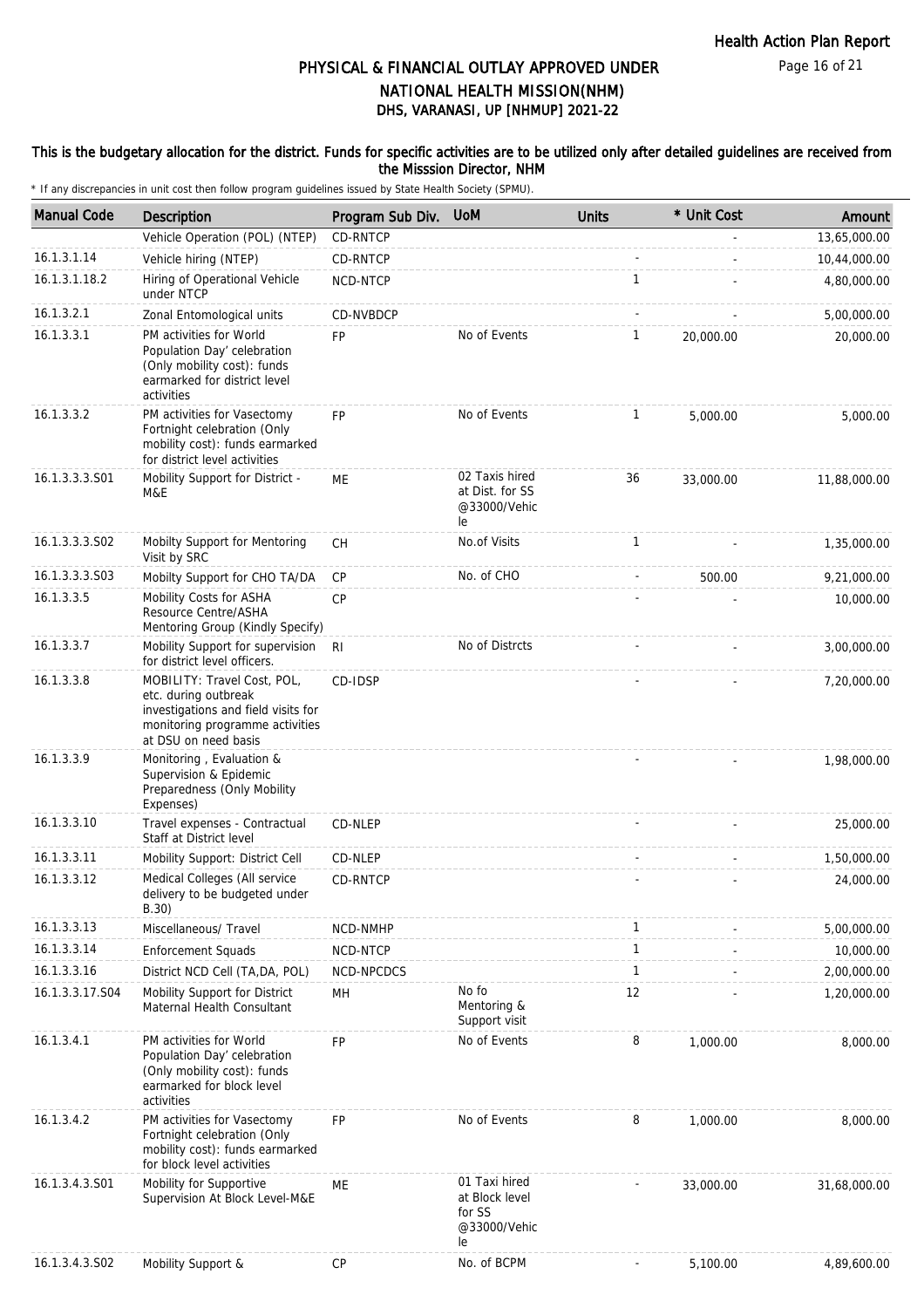# PHYSICAL & FINANCIAL OUTLAY APPROVED UNDER NATIONAL HEALTH MISSION(NHM)
## DHS, VARANASI, UP [NHMUP] 2021-22

**This is the budgetary allocation for the district. Funds for specific activities are to be utilized only after detailed guidelines are received from the Misssion Director, NHM**

\* If any discrepancies in unit cost then follow program guidelines issued by State Health Society (SPMU).

| Manual Code | Description | Program Sub Div. | UoM | Units | * Unit Cost | Amount |
|---|---|---|---|---|---|---|
| | Vehicle Operation (POL) (NTEP) | CD-RNTCP | | | - | 13,65,000.00 |
| 16.1.3.1.14 | Vehicle hiring (NTEP) | CD-RNTCP | | - | - | 10,44,000.00 |
| 16.1.3.1.18.2 | Hiring of Operational Vehicle under NTCP | NCD-NTCP | | 1 | - | 4,80,000.00 |
| 16.1.3.2.1 | Zonal Entomological units | CD-NVBDCP | | - | - | 5,00,000.00 |
| 16.1.3.3.1 | PM activities for World Population Day' celebration (Only mobility cost): funds earmarked for district level activities | FP | No of Events | 1 | 20,000.00 | 20,000.00 |
| 16.1.3.3.2 | PM activities for Vasectomy Fortnight celebration (Only mobility cost): funds earmarked for district level activities | FP | No of Events | 1 | 5,000.00 | 5,000.00 |
| 16.1.3.3.3.S01 | Mobility Support for District - M&E | ME | 02 Taxis hired at Dist. for SS @33000/Vehicle | 36 | 33,000.00 | 11,88,000.00 |
| 16.1.3.3.3.S02 | Mobilty Support for Mentoring Visit by SRC | CH | No.of Visits | 1 | - | 1,35,000.00 |
| 16.1.3.3.3.S03 | Mobilty Support for CHO TA/DA | CP | No. of CHO | - | 500.00 | 9,21,000.00 |
| 16.1.3.3.5 | Mobility Costs for ASHA Resource Centre/ASHA Mentoring Group (Kindly Specify) | CP | | - | - | 10,000.00 |
| 16.1.3.3.7 | Mobility Support for supervision for district level officers. | RI | No of Distrcts | - | - | 3,00,000.00 |
| 16.1.3.3.8 | MOBILITY: Travel Cost, POL, etc. during outbreak investigations and field visits for monitoring programme activities at DSU on need basis | CD-IDSP | | - | - | 7,20,000.00 |
| 16.1.3.3.9 | Monitoring , Evaluation & Supervision & Epidemic Preparedness (Only Mobility Expenses) | | | - | - | 1,98,000.00 |
| 16.1.3.3.10 | Travel expenses - Contractual Staff at District level | CD-NLEP | | - | - | 25,000.00 |
| 16.1.3.3.11 | Mobility Support: District Cell | CD-NLEP | | - | - | 1,50,000.00 |
| 16.1.3.3.12 | Medical Colleges (All service delivery to be budgeted under B.30) | CD-RNTCP | | - | - | 24,000.00 |
| 16.1.3.3.13 | Miscellaneous/ Travel | NCD-NMHP | | 1 | - | 5,00,000.00 |
| 16.1.3.3.14 | Enforcement Squads | NCD-NTCP | | 1 | - | 10,000.00 |
| 16.1.3.3.16 | District NCD Cell (TA,DA, POL) | NCD-NPCDCS | | 1 | - | 2,00,000.00 |
| 16.1.3.3.17.S04 | Mobility Support for District Maternal Health Consultant | MH | No fo Mentoring & Support visit | 12 | - | 1,20,000.00 |
| 16.1.3.4.1 | PM activities for World Population Day' celebration (Only mobility cost): funds earmarked for block level activities | FP | No of Events | 8 | 1,000.00 | 8,000.00 |
| 16.1.3.4.2 | PM activities for Vasectomy Fortnight celebration (Only mobility cost): funds earmarked for block level activities | FP | No of Events | 8 | 1,000.00 | 8,000.00 |
| 16.1.3.4.3.S01 | Mobility for Supportive Supervision At Block Level-M&E | ME | 01 Taxi hired at Block level for SS @33000/Vehicle | - | 33,000.00 | 31,68,000.00 |
| 16.1.3.4.3.S02 | Mobility Support & | CP | No. of BCPM | - | 5,100.00 | 4,89,600.00 |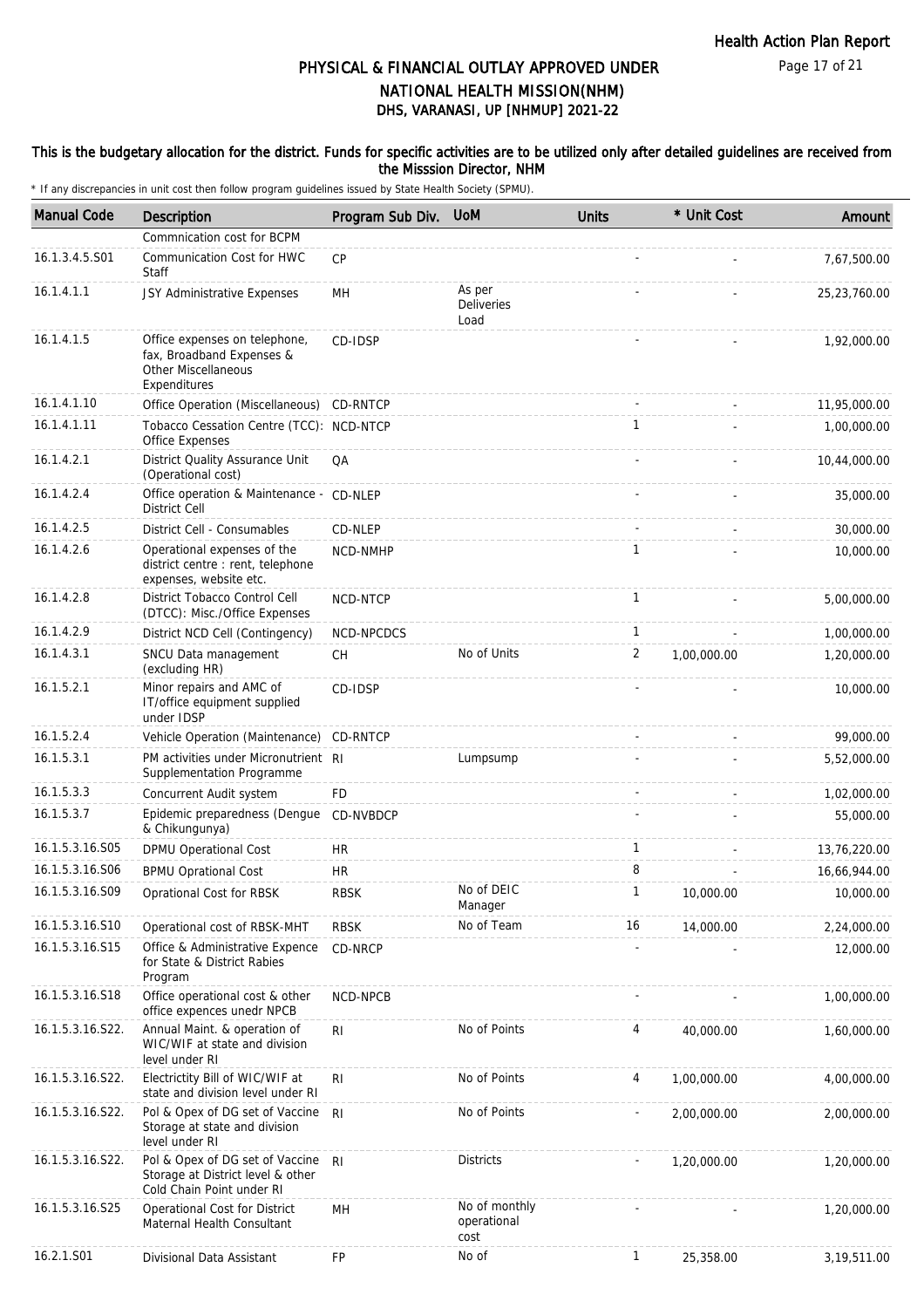# PHYSICAL & FINANCIAL OUTLAY APPROVED UNDER NATIONAL HEALTH MISSION(NHM)
## DHS, VARANASI, UP [NHMUP] 2021-22

**This is the budgetary allocation for the district. Funds for specific activities are to be utilized only after detailed guidelines are received from the Misssion Director, NHM**

\* If any discrepancies in unit cost then follow program guidelines issued by State Health Society (SPMU).

| Manual Code | Description | Program Sub Div. | UoM | Units | * Unit Cost | Amount |
|---|---|---|---|---|---|---|
| | Commnication cost for BCPM | | | | | |
| 16.1.3.4.5.S01 | Communication Cost for HWC Staff | CP | | - | - | 7,67,500.00 |
| 16.1.4.1.1 | JSY Administrative Expenses | MH | As per Deliveries Load | - | - | 25,23,760.00 |
| 16.1.4.1.5 | Office expenses on telephone, fax, Broadband Expenses & Other Miscellaneous Expenditures | CD-IDSP | | - | - | 1,92,000.00 |
| 16.1.4.1.10 | Office Operation (Miscellaneous) | CD-RNTCP | | - | - | 11,95,000.00 |
| 16.1.4.1.11 | Tobacco Cessation Centre (TCC): Office Expenses | NCD-NTCP | | 1 | - | 1,00,000.00 |
| 16.1.4.2.1 | District Quality Assurance Unit (Operational cost) | QA | | - | - | 10,44,000.00 |
| 16.1.4.2.4 | Office operation & Maintenance - District Cell | CD-NLEP | | - | - | 35,000.00 |
| 16.1.4.2.5 | District Cell - Consumables | CD-NLEP | | - | - | 30,000.00 |
| 16.1.4.2.6 | Operational expenses of the district centre : rent, telephone expenses, website etc. | NCD-NMHP | | 1 | - | 10,000.00 |
| 16.1.4.2.8 | District Tobacco Control Cell (DTCC): Misc./Office Expenses | NCD-NTCP | | 1 | - | 5,00,000.00 |
| 16.1.4.2.9 | District NCD Cell (Contingency) | NCD-NPCDCS | | 1 | - | 1,00,000.00 |
| 16.1.4.3.1 | SNCU Data management (excluding HR) | CH | No of Units | 2 | 1,00,000.00 | 1,20,000.00 |
| 16.1.5.2.1 | Minor repairs and AMC of IT/office equipment supplied under IDSP | CD-IDSP | | - | - | 10,000.00 |
| 16.1.5.2.4 | Vehicle Operation (Maintenance) | CD-RNTCP | | - | - | 99,000.00 |
| 16.1.5.3.1 | PM activities under Micronutrient Supplementation Programme | RI | Lumpsump | - | - | 5,52,000.00 |
| 16.1.5.3.3 | Concurrent Audit system | FD | | - | - | 1,02,000.00 |
| 16.1.5.3.7 | Epidemic preparedness (Dengue & Chikungunya) | CD-NVBDCP | | - | - | 55,000.00 |
| 16.1.5.3.16.S05 | DPMU Operational Cost | HR | | 1 | - | 13,76,220.00 |
| 16.1.5.3.16.S06 | BPMU Oprational Cost | HR | | 8 | - | 16,66,944.00 |
| 16.1.5.3.16.S09 | Oprational Cost for RBSK | RBSK | No of DEIC Manager | 1 | 10,000.00 | 10,000.00 |
| 16.1.5.3.16.S10 | Operational cost of RBSK-MHT | RBSK | No of Team | 16 | 14,000.00 | 2,24,000.00 |
| 16.1.5.3.16.S15 | Office & Administrative Expence for State & District Rabies Program | CD-NRCP | | - | - | 12,000.00 |
| 16.1.5.3.16.S18 | Office operational cost & other office expences unedr NPCB | NCD-NPCB | | - | - | 1,00,000.00 |
| 16.1.5.3.16.S22. | Annual Maint. & operation of WIC/WIF at state and division level under RI | RI | No of Points | 4 | 40,000.00 | 1,60,000.00 |
| 16.1.5.3.16.S22. | Electrictity Bill of WIC/WIF at state and division level under RI | RI | No of Points | 4 | 1,00,000.00 | 4,00,000.00 |
| 16.1.5.3.16.S22. | Pol & Opex of DG set of Vaccine Storage at state and division level under RI | RI | No of Points | - | 2,00,000.00 | 2,00,000.00 |
| 16.1.5.3.16.S22. | Pol & Opex of DG set of Vaccine Storage at District level & other Cold Chain Point under RI | RI | Districts | - | 1,20,000.00 | 1,20,000.00 |
| 16.1.5.3.16.S25 | Operational Cost for District Maternal Health Consultant | MH | No of monthly operational cost | - | - | 1,20,000.00 |
| 16.2.1.S01 | Divisional Data Assistant | FP | No of | 1 | 25,358.00 | 3,19,511.00 |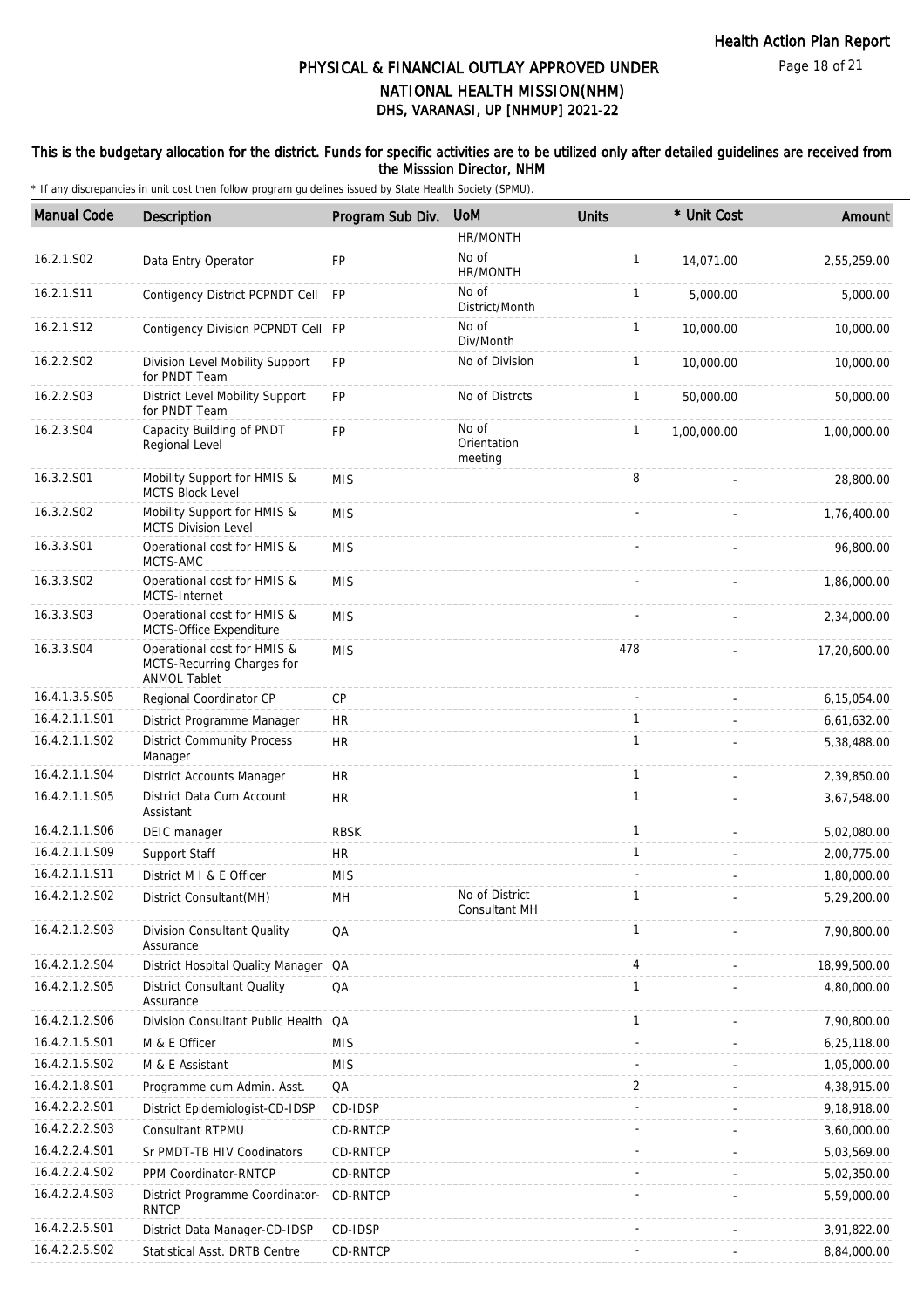Health Action Plan Report

## PHYSICAL & FINANCIAL OUTLAY APPROVED UNDER NATIONAL HEALTH MISSION(NHM)
## DHS, VARANASI, UP [NHMUP] 2021-22

**This is the budgetary allocation for the district. Funds for specific activities are to be utilized only after detailed guidelines are received from the Misssion Director, NHM**

* If any discrepancies in unit cost then follow program guidelines issued by State Health Society (SPMU).

| Manual Code | Description | Program Sub Div. | UoM | Units | * Unit Cost | Amount |
|---|---|---|---|---|---|---|
| | | | HR/MONTH | | | |
| 16.2.1.S02 | Data Entry Operator | FP | No of HR/MONTH | 1 | 14,071.00 | 2,55,259.00 |
| 16.2.1.S11 | Contigency District PCPNDT Cell | FP | No of District/Month | 1 | 5,000.00 | 5,000.00 |
| 16.2.1.S12 | Contigency Division PCPNDT Cell | FP | No of Div/Month | 1 | 10,000.00 | 10,000.00 |
| 16.2.2.S02 | Division Level Mobility Support for PNDT Team | FP | No of Division | 1 | 10,000.00 | 10,000.00 |
| 16.2.2.S03 | District Level Mobility Support for PNDT Team | FP | No of Distrcts | 1 | 50,000.00 | 50,000.00 |
| 16.2.3.S04 | Capacity Building of PNDT Regional Level | FP | No of Orientation meeting | 1 | 1,00,000.00 | 1,00,000.00 |
| 16.3.2.S01 | Mobility Support for HMIS & MCTS Block Level | MIS | | 8 | - | 28,800.00 |
| 16.3.2.S02 | Mobility Support for HMIS & MCTS Division Level | MIS | | - | - | 1,76,400.00 |
| 16.3.3.S01 | Operational cost for HMIS & MCTS-AMC | MIS | | - | - | 96,800.00 |
| 16.3.3.S02 | Operational cost for HMIS & MCTS-Internet | MIS | | - | - | 1,86,000.00 |
| 16.3.3.S03 | Operational cost for HMIS & MCTS-Office Expenditure | MIS | | - | - | 2,34,000.00 |
| 16.3.3.S04 | Operational cost for HMIS & MCTS-Recurring Charges for ANMOL Tablet | MIS | | 478 | - | 17,20,600.00 |
| 16.4.1.3.5.S05 | Regional Coordinator CP | CP | | - | - | 6,15,054.00 |
| 16.4.2.1.1.S01 | District Programme Manager | HR | | 1 | - | 6,61,632.00 |
| 16.4.2.1.1.S02 | District Community Process Manager | HR | | 1 | - | 5,38,488.00 |
| 16.4.2.1.1.S04 | District Accounts Manager | HR | | 1 | - | 2,39,850.00 |
| 16.4.2.1.1.S05 | District Data Cum Account Assistant | HR | | 1 | - | 3,67,548.00 |
| 16.4.2.1.1.S06 | DEIC manager | RBSK | | 1 | - | 5,02,080.00 |
| 16.4.2.1.1.S09 | Support Staff | HR | | 1 | - | 2,00,775.00 |
| 16.4.2.1.1.S11 | District M I & E Officer | MIS | | - | - | 1,80,000.00 |
| 16.4.2.1.2.S02 | District Consultant(MH) | MH | No of District Consultant MH | 1 | - | 5,29,200.00 |
| 16.4.2.1.2.S03 | Division Consultant Quality Assurance | QA | | 1 | - | 7,90,800.00 |
| 16.4.2.1.2.S04 | District Hospital Quality Manager | QA | | 4 | - | 18,99,500.00 |
| 16.4.2.1.2.S05 | District Consultant Quality Assurance | QA | | 1 | - | 4,80,000.00 |
| 16.4.2.1.2.S06 | Division Consultant Public Health | QA | | 1 | - | 7,90,800.00 |
| 16.4.2.1.5.S01 | M & E Officer | MIS | | - | - | 6,25,118.00 |
| 16.4.2.1.5.S02 | M & E Assistant | MIS | | - | - | 1,05,000.00 |
| 16.4.2.1.8.S01 | Programme cum Admin. Asst. | QA | | 2 | - | 4,38,915.00 |
| 16.4.2.2.2.S01 | District Epidemiologist-CD-IDSP | CD-IDSP | | - | - | 9,18,918.00 |
| 16.4.2.2.2.S03 | Consultant RTPMU | CD-RNTCP | | - | - | 3,60,000.00 |
| 16.4.2.2.4.S01 | Sr PMDT-TB HIV Coodinators | CD-RNTCP | | - | - | 5,03,569.00 |
| 16.4.2.2.4.S02 | PPM Coordinator-RNTCP | CD-RNTCP | | - | - | 5,02,350.00 |
| 16.4.2.2.4.S03 | District Programme Coordinator-RNTCP | CD-RNTCP | | - | - | 5,59,000.00 |
| 16.4.2.2.5.S01 | District Data Manager-CD-IDSP | CD-IDSP | | - | - | 3,91,822.00 |
| 16.4.2.2.5.S02 | Statistical Asst. DRTB Centre | CD-RNTCP | | - | - | 8,84,000.00 |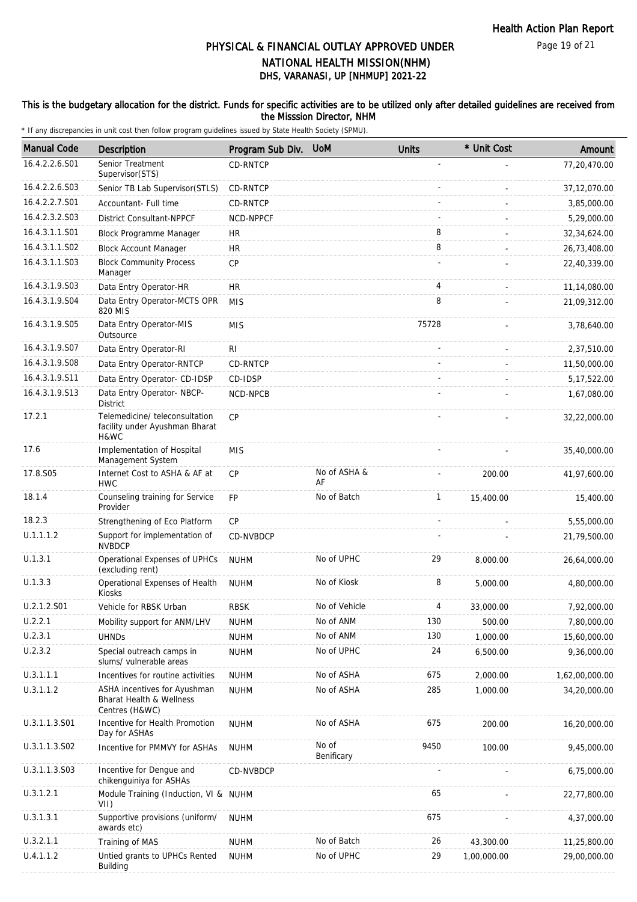# PHYSICAL & FINANCIAL OUTLAY APPROVED UNDER NATIONAL HEALTH MISSION(NHM)

## DHS, VARANASI, UP [NHMUP] 2021-22

**This is the budgetary allocation for the district. Funds for specific activities are to be utilized only after detailed guidelines are received from the Misssion Director, NHM**

\* If any discrepancies in unit cost then follow program guidelines issued by State Health Society (SPMU).

| Manual Code | Description | Program Sub Div. | UoM | Units | * Unit Cost | Amount |
|---|---|---|---|---|---|---|
| 16.4.2.2.6.S01 | Senior Treatment Supervisor(STS) | CD-RNTCP | | - | - | 77,20,470.00 |
| 16.4.2.2.6.S03 | Senior TB Lab Supervisor(STLS) | CD-RNTCP | | - | - | 37,12,070.00 |
| 16.4.2.2.7.S01 | Accountant- Full time | CD-RNTCP | | - | - | 3,85,000.00 |
| 16.4.2.3.2.S03 | District Consultant-NPPCF | NCD-NPPCF | | - | - | 5,29,000.00 |
| 16.4.3.1.1.S01 | Block Programme Manager | HR | | 8 | - | 32,34,624.00 |
| 16.4.3.1.1.S02 | Block Account Manager | HR | | 8 | - | 26,73,408.00 |
| 16.4.3.1.1.S03 | Block Community Process Manager | CP | | - | - | 22,40,339.00 |
| 16.4.3.1.9.S03 | Data Entry Operator-HR | HR | | 4 | - | 11,14,080.00 |
| 16.4.3.1.9.S04 | Data Entry Operator-MCTS OPR 820 MIS | MIS | | 8 | - | 21,09,312.00 |
| 16.4.3.1.9.S05 | Data Entry Operator-MIS Outsource | MIS | | 75728 | - | 3,78,640.00 |
| 16.4.3.1.9.S07 | Data Entry Operator-RI | RI | | - | - | 2,37,510.00 |
| 16.4.3.1.9.S08 | Data Entry Operator-RNTCP | CD-RNTCP | | - | - | 11,50,000.00 |
| 16.4.3.1.9.S11 | Data Entry Operator- CD-IDSP | CD-IDSP | | - | - | 5,17,522.00 |
| 16.4.3.1.9.S13 | Data Entry Operator- NBCP-District | NCD-NPCB | | - | - | 1,67,080.00 |
| 17.2.1 | Telemedicine/ teleconsultation facility under Ayushman Bharat H&WC | CP | | - | - | 32,22,000.00 |
| 17.6 | Implementation of Hospital Management System | MIS | | - | - | 35,40,000.00 |
| 17.8.S05 | Internet Cost to ASHA & AF at HWC | CP | No of ASHA & AF | - | 200.00 | 41,97,600.00 |
| 18.1.4 | Counseling training for Service Provider | FP | No of Batch | 1 | 15,400.00 | 15,400.00 |
| 18.2.3 | Strengthening of Eco Platform | CP | | - | - | 5,55,000.00 |
| U.1.1.1.2 | Support for implementation of NVBDCP | CD-NVBDCP | | - | - | 21,79,500.00 |
| U.1.3.1 | Operational Expenses of UPHCs (excluding rent) | NUHM | No of UPHC | 29 | 8,000.00 | 26,64,000.00 |
| U.1.3.3 | Operational Expenses of Health Kiosks | NUHM | No of Kiosk | 8 | 5,000.00 | 4,80,000.00 |
| U.2.1.2.S01 | Vehicle for RBSK Urban | RBSK | No of Vehicle | 4 | 33,000.00 | 7,92,000.00 |
| U.2.2.1 | Mobility support for ANM/LHV | NUHM | No of ANM | 130 | 500.00 | 7,80,000.00 |
| U.2.3.1 | UHNDs | NUHM | No of ANM | 130 | 1,000.00 | 15,60,000.00 |
| U.2.3.2 | Special outreach camps in slums/ vulnerable areas | NUHM | No of UPHC | 24 | 6,500.00 | 9,36,000.00 |
| U.3.1.1.1 | Incentives for routine activities | NUHM | No of ASHA | 675 | 2,000.00 | 1,62,00,000.00 |
| U.3.1.1.2 | ASHA incentives for Ayushman Bharat Health & Wellness Centres (H&WC) | NUHM | No of ASHA | 285 | 1,000.00 | 34,20,000.00 |
| U.3.1.1.3.S01 | Incentive for Health Promotion Day for ASHAs | NUHM | No of ASHA | 675 | 200.00 | 16,20,000.00 |
| U.3.1.1.3.S02 | Incentive for PMMVY for ASHAs | NUHM | No of Benificary | 9450 | 100.00 | 9,45,000.00 |
| U.3.1.1.3.S03 | Incentive for Dengue and chikenguiniya for ASHAs | CD-NVBDCP | | - | - | 6,75,000.00 |
| U.3.1.2.1 | Module Training (Induction, VI & VII) | NUHM | | 65 | - | 22,77,800.00 |
| U.3.1.3.1 | Supportive provisions (uniform/ awards etc) | NUHM | | 675 | - | 4,37,000.00 |
| U.3.2.1.1 | Training of MAS | NUHM | No of Batch | 26 | 43,300.00 | 11,25,800.00 |
| U.4.1.1.2 | Untied grants to UPHCs Rented Building | NUHM | No of UPHC | 29 | 1,00,000.00 | 29,00,000.00 |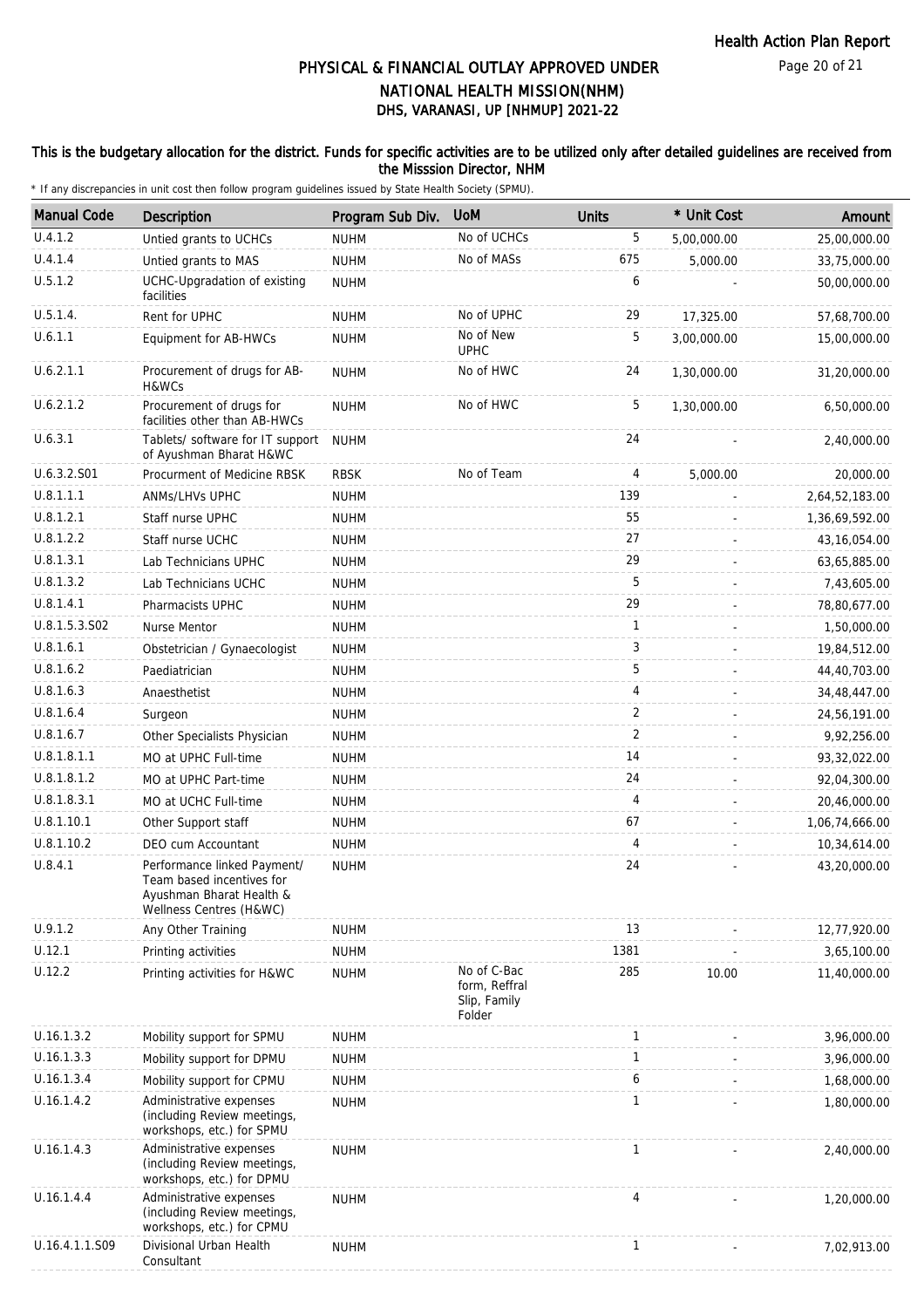# PHYSICAL & FINANCIAL OUTLAY APPROVED UNDER NATIONAL HEALTH MISSION(NHM)
## DHS, VARANASI, UP [NHMUP] 2021-22

**This is the budgetary allocation for the district. Funds for specific activities are to be utilized only after detailed guidelines are received from the Misssion Director, NHM**

\* If any discrepancies in unit cost then follow program guidelines issued by State Health Society (SPMU).

| Manual Code | Description | Program Sub Div. | UoM | Units | * Unit Cost | Amount |
|---|---|---|---|---|---|---|
| U.4.1.2 | Untied grants to UCHCs | NUHM | No of UCHCs | 5 | 5,00,000.00 | 25,00,000.00 |
| U.4.1.4 | Untied grants to MAS | NUHM | No of MASs | 675 | 5,000.00 | 33,75,000.00 |
| U.5.1.2 | UCHC-Upgradation of existing facilities | NUHM | | 6 | - | 50,00,000.00 |
| U.5.1.4. | Rent for UPHC | NUHM | No of UPHC | 29 | 17,325.00 | 57,68,700.00 |
| U.6.1.1 | Equipment for AB-HWCs | NUHM | No of New UPHC | 5 | 3,00,000.00 | 15,00,000.00 |
| U.6.2.1.1 | Procurement of drugs for AB-H&WCs | NUHM | No of HWC | 24 | 1,30,000.00 | 31,20,000.00 |
| U.6.2.1.2 | Procurement of drugs for facilities other than AB-HWCs | NUHM | No of HWC | 5 | 1,30,000.00 | 6,50,000.00 |
| U.6.3.1 | Tablets/ software for IT support of Ayushman Bharat H&WC | NUHM | | 24 | - | 2,40,000.00 |
| U.6.3.2.S01 | Procurment of Medicine RBSK | RBSK | No of Team | 4 | 5,000.00 | 20,000.00 |
| U.8.1.1.1 | ANMs/LHVs UPHC | NUHM | | 139 | - | 2,64,52,183.00 |
| U.8.1.2.1 | Staff nurse UPHC | NUHM | | 55 | - | 1,36,69,592.00 |
| U.8.1.2.2 | Staff nurse UCHC | NUHM | | 27 | - | 43,16,054.00 |
| U.8.1.3.1 | Lab Technicians UPHC | NUHM | | 29 | - | 63,65,885.00 |
| U.8.1.3.2 | Lab Technicians UCHC | NUHM | | 5 | - | 7,43,605.00 |
| U.8.1.4.1 | Pharmacists UPHC | NUHM | | 29 | - | 78,80,677.00 |
| U.8.1.5.3.S02 | Nurse Mentor | NUHM | | 1 | - | 1,50,000.00 |
| U.8.1.6.1 | Obstetrician / Gynaecologist | NUHM | | 3 | - | 19,84,512.00 |
| U.8.1.6.2 | Paediatrician | NUHM | | 5 | - | 44,40,703.00 |
| U.8.1.6.3 | Anaesthetist | NUHM | | 4 | - | 34,48,447.00 |
| U.8.1.6.4 | Surgeon | NUHM | | 2 | - | 24,56,191.00 |
| U.8.1.6.7 | Other Specialists Physician | NUHM | | 2 | - | 9,92,256.00 |
| U.8.1.8.1.1 | MO at UPHC Full-time | NUHM | | 14 | - | 93,32,022.00 |
| U.8.1.8.1.2 | MO at UPHC Part-time | NUHM | | 24 | - | 92,04,300.00 |
| U.8.1.8.3.1 | MO at UCHC Full-time | NUHM | | 4 | - | 20,46,000.00 |
| U.8.1.10.1 | Other Support staff | NUHM | | 67 | - | 1,06,74,666.00 |
| U.8.1.10.2 | DEO cum Accountant | NUHM | | 4 | - | 10,34,614.00 |
| U.8.4.1 | Performance linked Payment/ Team based incentives for Ayushman Bharat Health & Wellness Centres (H&WC) | NUHM | | 24 | - | 43,20,000.00 |
| U.9.1.2 | Any Other Training | NUHM | | 13 | - | 12,77,920.00 |
| U.12.1 | Printing activities | NUHM | | 1381 | - | 3,65,100.00 |
| U.12.2 | Printing activities for H&WC | NUHM | No of C-Bac form, Reffral Slip, Family Folder | 285 | 10.00 | 11,40,000.00 |
| U.16.1.3.2 | Mobility support for SPMU | NUHM | | 1 | - | 3,96,000.00 |
| U.16.1.3.3 | Mobility support for DPMU | NUHM | | 1 | - | 3,96,000.00 |
| U.16.1.3.4 | Mobility support for CPMU | NUHM | | 6 | - | 1,68,000.00 |
| U.16.1.4.2 | Administrative expenses (including Review meetings, workshops, etc.) for SPMU | NUHM | | 1 | - | 1,80,000.00 |
| U.16.1.4.3 | Administrative expenses (including Review meetings, workshops, etc.) for DPMU | NUHM | | 1 | - | 2,40,000.00 |
| U.16.1.4.4 | Administrative expenses (including Review meetings, workshops, etc.) for CPMU | NUHM | | 4 | - | 1,20,000.00 |
| U.16.4.1.1.S09 | Divisional Urban Health Consultant | NUHM | | 1 | - | 7,02,913.00 |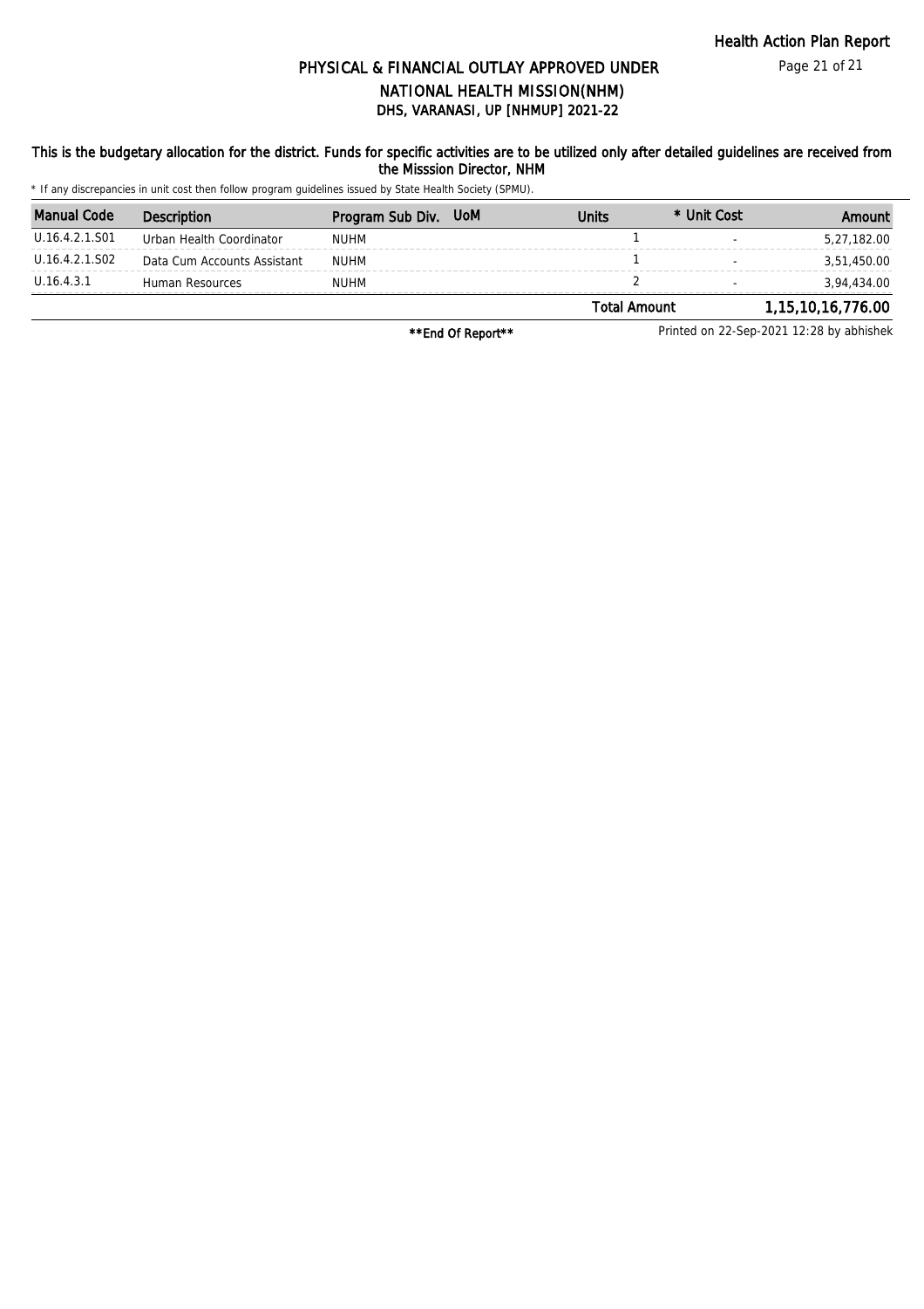PHYSICAL & FINANCIAL OUTLAY APPROVED UNDER
NATIONAL HEALTH MISSION(NHM)
DHS, VARANASI, UP [NHMUP] 2021-22

**This is the budgetary allocation for the district. Funds for specific activities are to be utilized only after detailed guidelines are received from the Misssion Director, NHM**

* If any discrepancies in unit cost then follow program guidelines issued by State Health Society (SPMU).

| Manual Code | Description | Program Sub Div. | UoM | Units | * Unit Cost | Amount |
|---|---|---|---|---|---|---|
| U.16.4.2.1.S01 | Urban Health Coordinator | NUHM | | 1 | - | 5,27,182.00 |
| U.16.4.2.1.S02 | Data Cum Accounts Assistant | NUHM | | 1 | - | 3,51,450.00 |
| U.16.4.3.1 | Human Resources | NUHM | | 2 | - | 3,94,434.00 |
| | | | | Total Amount | | 1,15,10,16,776.00 |

**End Of Report**

Printed on 22-Sep-2021 12:28 by abhishek